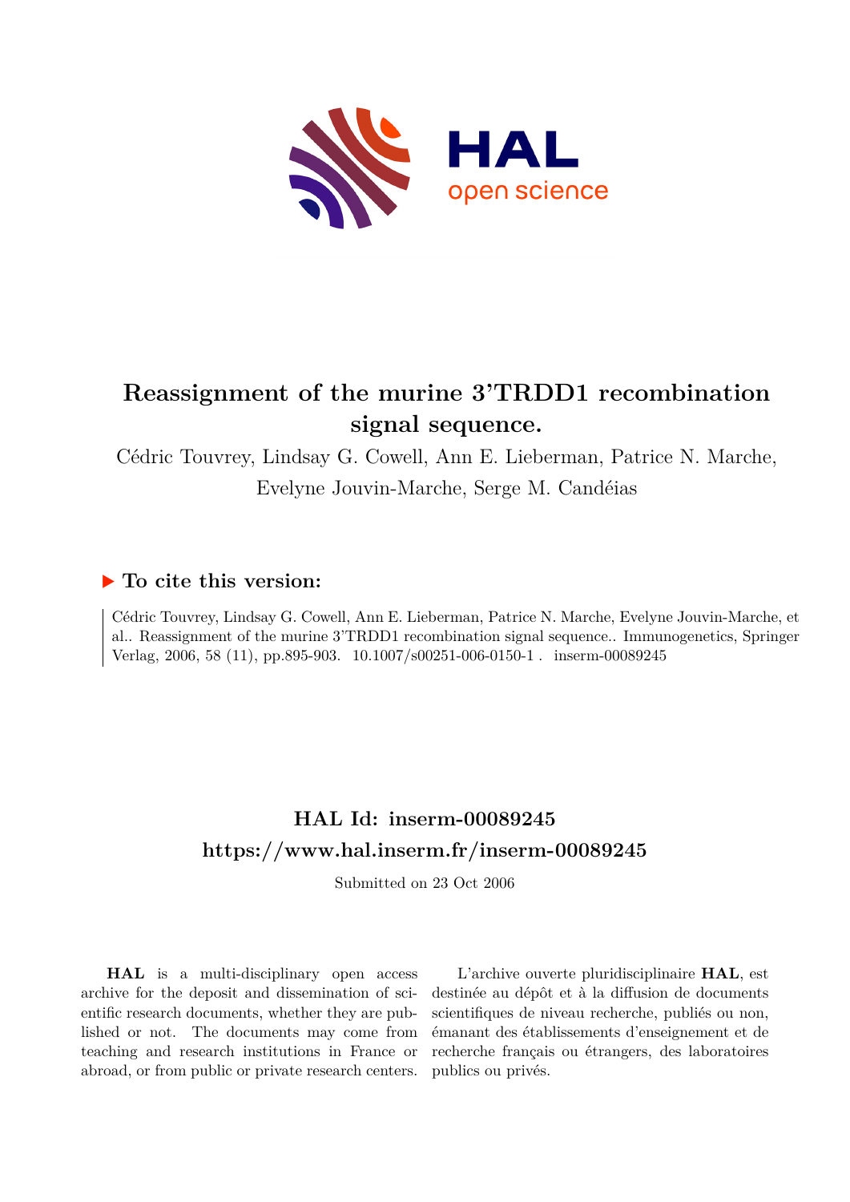# Reassignment of the murine 3'TRDD1 recombination signal sequence.

Cédric Touvrey, Lindsay G. Cowell, Ann E. Lieberman, Patrice N. Marche, Evelyne Jouvin-Marche, Serge M. Candéias

## ▶ To cite this version:

Cédric Touvrey, Lindsay G. Cowell, Ann E. Lieberman, Patrice N. Marche, Evelyne Jouvin-Marche, et al.. Reassignment of the murine 3'TRDD1 recombination signal sequence.. Immunogenetics, Springer Verlag, 2006, 58 (11), pp.895-903. 10.1007/s00251-006-0150-1 . inserm-00089245

## HAL Id: inserm-00089245

## https://www.hal.inserm.fr/inserm-00089245

Submitted on 23 Oct 2006

**HAL** is a multi-disciplinary open access archive for the deposit and dissemination of scientific research documents, whether they are published or not. The documents may come from teaching and research institutions in France or abroad, or from public or private research centers.

L'archive ouverte pluridisciplinaire **HAL**, est destinée au dépôt et à la diffusion de documents scientifiques de niveau recherche, publiés ou non, émanant des établissements d'enseignement et de recherche français ou étrangers, des laboratoires publics ou privés.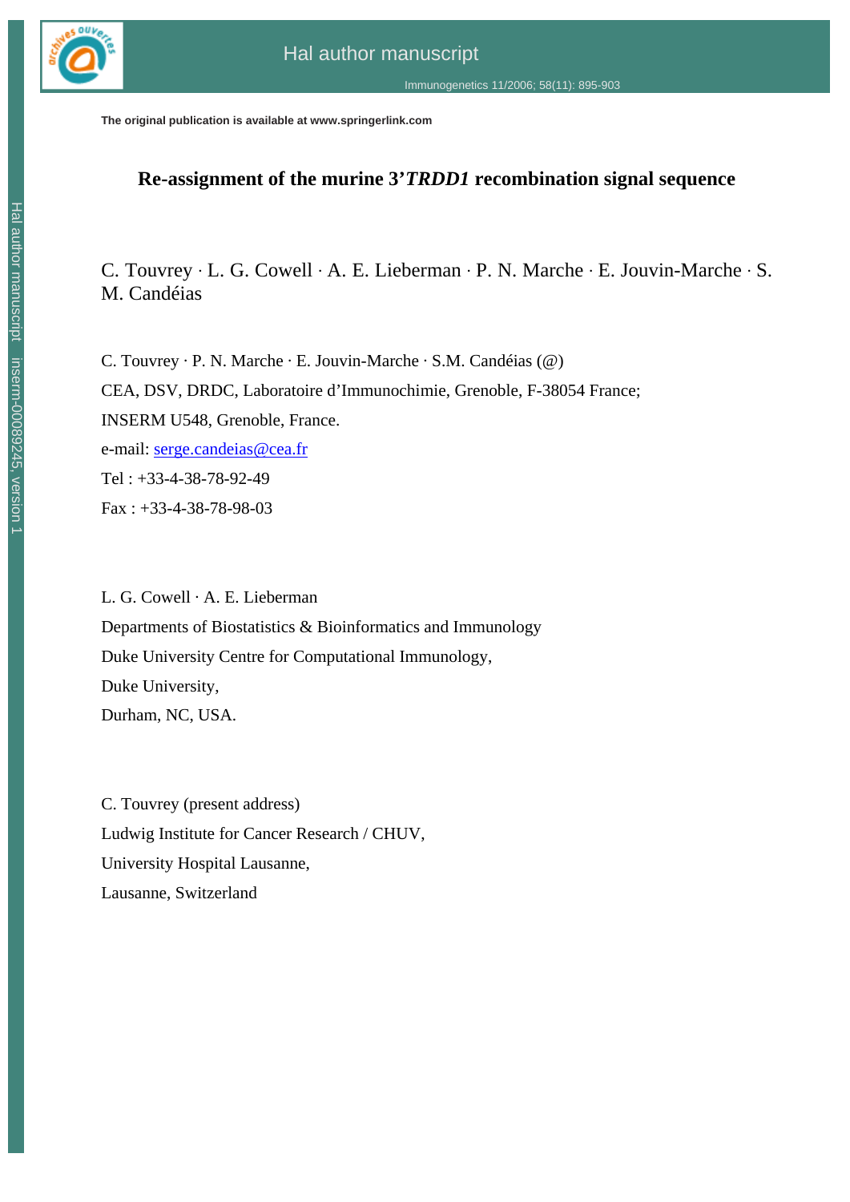The original publication is available at www.springerlink.com

# Re-assignment of the murine 3'*TRDD1* recombination signal sequence

C. Touvrey · L. G. Cowell · A. E. Lieberman · P. N. Marche · E. Jouvin-Marche · S. M. Candéias

C. Touvrey · P. N. Marche · E. Jouvin-Marche · S.M. Candéias (@)

CEA, DSV, DRDC, Laboratoire d'Immunochimie, Grenoble, F-38054 France;

INSERM U548, Grenoble, France.

e-mail: serge.candeias@cea.fr

Tel : +33-4-38-78-92-49

Fax : +33-4-38-78-98-03

L. G. Cowell · A. E. Lieberman

Departments of Biostatistics & Bioinformatics and Immunology

Duke University Centre for Computational Immunology,

Duke University,

Durham, NC, USA.

C. Touvrey (present address)

Ludwig Institute for Cancer Research / CHUV,

University Hospital Lausanne,

Lausanne, Switzerland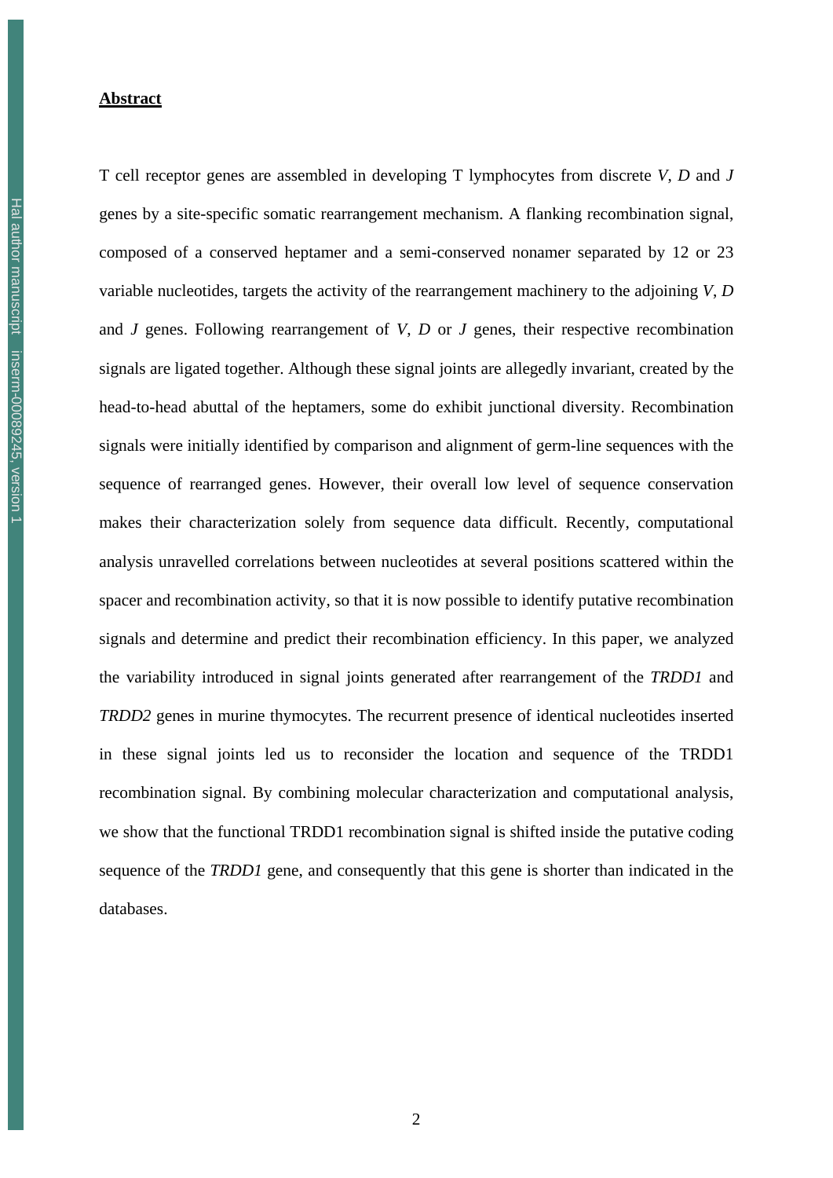## Abstract

T cell receptor genes are assembled in developing T lymphocytes from discrete *V*, *D* and *J* genes by a site-specific somatic rearrangement mechanism. A flanking recombination signal, composed of a conserved heptamer and a semi-conserved nonamer separated by 12 or 23 variable nucleotides, targets the activity of the rearrangement machinery to the adjoining *V*, *D* and *J* genes. Following rearrangement of *V*, *D* or *J* genes, their respective recombination signals are ligated together. Although these signal joints are allegedly invariant, created by the head-to-head abuttal of the heptamers, some do exhibit junctional diversity. Recombination signals were initially identified by comparison and alignment of germ-line sequences with the sequence of rearranged genes. However, their overall low level of sequence conservation makes their characterization solely from sequence data difficult. Recently, computational analysis unravelled correlations between nucleotides at several positions scattered within the spacer and recombination activity, so that it is now possible to identify putative recombination signals and determine and predict their recombination efficiency. In this paper, we analyzed the variability introduced in signal joints generated after rearrangement of the *TRDD1* and *TRDD2* genes in murine thymocytes. The recurrent presence of identical nucleotides inserted in these signal joints led us to reconsider the location and sequence of the TRDD1 recombination signal. By combining molecular characterization and computational analysis, we show that the functional TRDD1 recombination signal is shifted inside the putative coding sequence of the *TRDD1* gene, and consequently that this gene is shorter than indicated in the databases.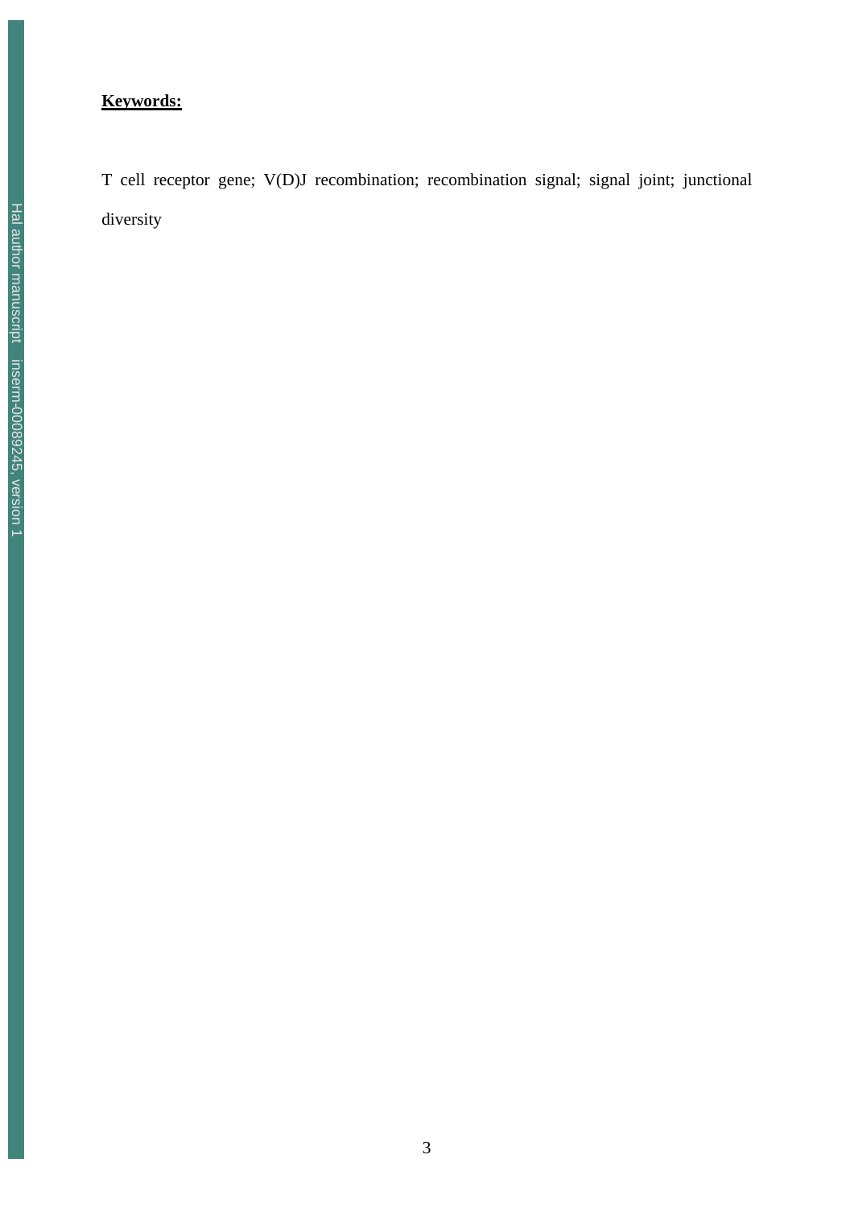**Keywords:**

T cell receptor gene; V(D)J recombination; recombination signal; signal joint; junctional diversity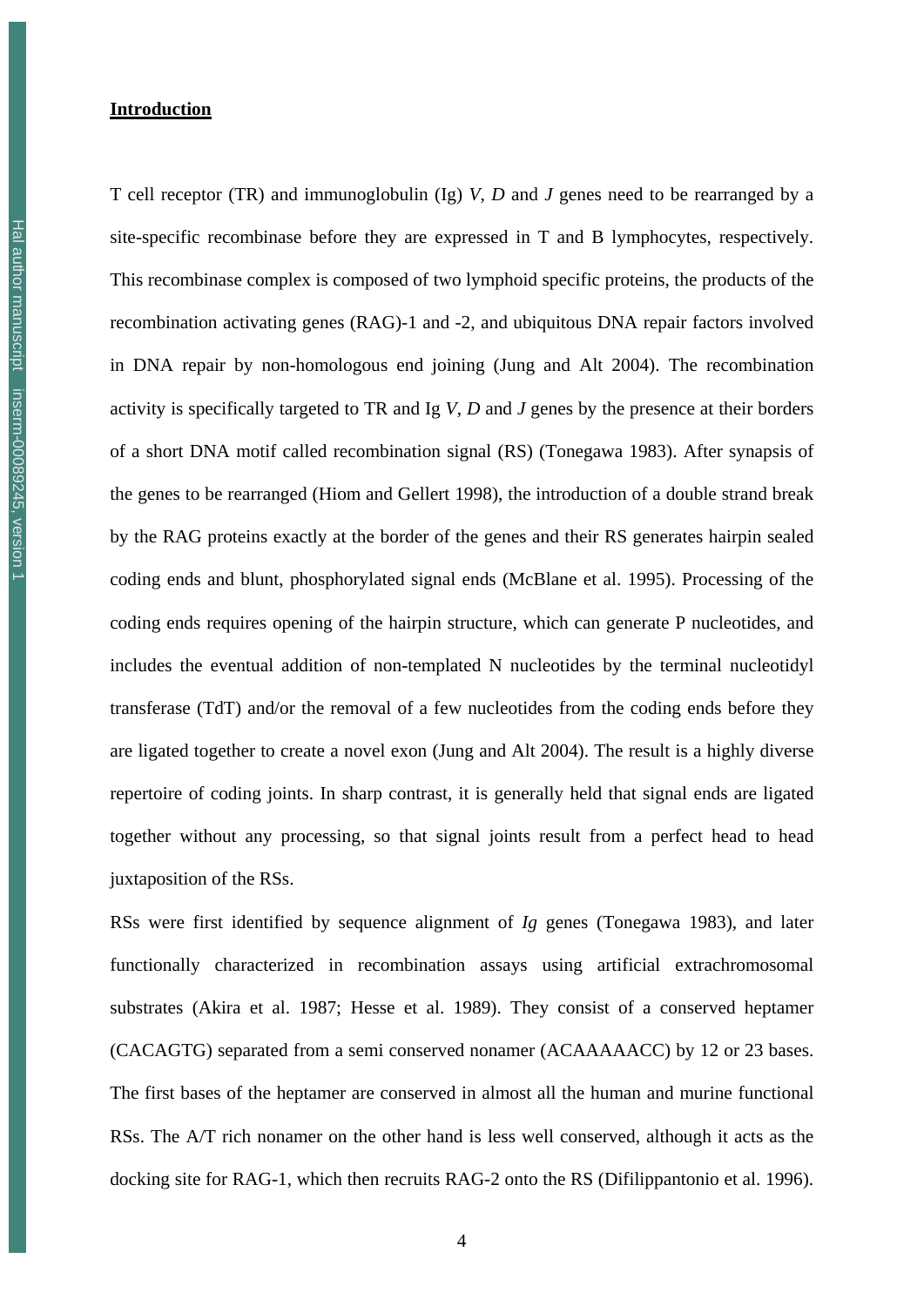## Introduction

T cell receptor (TR) and immunoglobulin (Ig) *V*, *D* and *J* genes need to be rearranged by a site-specific recombinase before they are expressed in T and B lymphocytes, respectively. This recombinase complex is composed of two lymphoid specific proteins, the products of the recombination activating genes (RAG)-1 and -2, and ubiquitous DNA repair factors involved in DNA repair by non-homologous end joining (Jung and Alt 2004). The recombination activity is specifically targeted to TR and Ig *V*, *D* and *J* genes by the presence at their borders of a short DNA motif called recombination signal (RS) (Tonegawa 1983). After synapsis of the genes to be rearranged (Hiom and Gellert 1998), the introduction of a double strand break by the RAG proteins exactly at the border of the genes and their RS generates hairpin sealed coding ends and blunt, phosphorylated signal ends (McBlane et al. 1995). Processing of the coding ends requires opening of the hairpin structure, which can generate P nucleotides, and includes the eventual addition of non-templated N nucleotides by the terminal nucleotidyl transferase (TdT) and/or the removal of a few nucleotides from the coding ends before they are ligated together to create a novel exon (Jung and Alt 2004). The result is a highly diverse repertoire of coding joints. In sharp contrast, it is generally held that signal ends are ligated together without any processing, so that signal joints result from a perfect head to head juxtaposition of the RSs.

RSs were first identified by sequence alignment of *Ig* genes (Tonegawa 1983), and later functionally characterized in recombination assays using artificial extrachromosomal substrates (Akira et al. 1987; Hesse et al. 1989). They consist of a conserved heptamer (CACAGTG) separated from a semi conserved nonamer (ACAAAAACC) by 12 or 23 bases. The first bases of the heptamer are conserved in almost all the human and murine functional RSs. The A/T rich nonamer on the other hand is less well conserved, although it acts as the docking site for RAG-1, which then recruits RAG-2 onto the RS (Difilippantonio et al. 1996).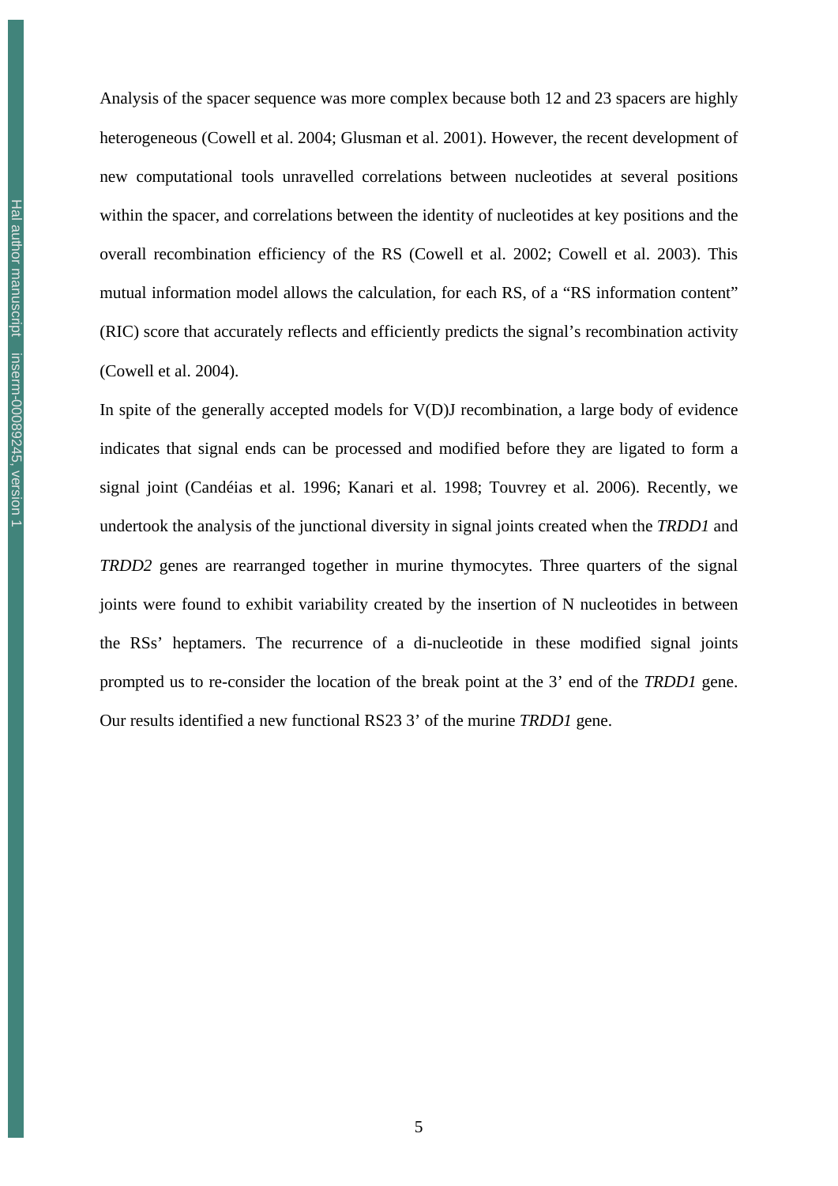Analysis of the spacer sequence was more complex because both 12 and 23 spacers are highly heterogeneous (Cowell et al. 2004; Glusman et al. 2001). However, the recent development of new computational tools unravelled correlations between nucleotides at several positions within the spacer, and correlations between the identity of nucleotides at key positions and the overall recombination efficiency of the RS (Cowell et al. 2002; Cowell et al. 2003). This mutual information model allows the calculation, for each RS, of a "RS information content" (RIC) score that accurately reflects and efficiently predicts the signal's recombination activity (Cowell et al. 2004).

In spite of the generally accepted models for V(D)J recombination, a large body of evidence indicates that signal ends can be processed and modified before they are ligated to form a signal joint (Candéias et al. 1996; Kanari et al. 1998; Touvrey et al. 2006). Recently, we undertook the analysis of the junctional diversity in signal joints created when the *TRDD1* and *TRDD2* genes are rearranged together in murine thymocytes. Three quarters of the signal joints were found to exhibit variability created by the insertion of N nucleotides in between the RSs' heptamers. The recurrence of a di-nucleotide in these modified signal joints prompted us to re-consider the location of the break point at the 3' end of the *TRDD1* gene. Our results identified a new functional RS23 3' of the murine *TRDD1* gene.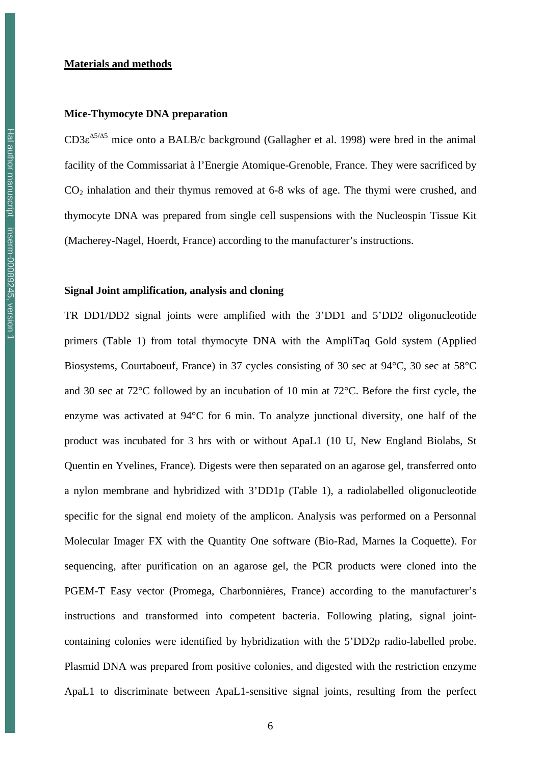## Materials and methods

### Mice-Thymocyte DNA preparation

$CD3\varepsilon^{\Delta5/\Delta5}$ mice onto a BALB/c background (Gallagher et al. 1998) were bred in the animal facility of the Commissariat à l'Energie Atomique-Grenoble, France. They were sacrificed by $CO_2$ inhalation and their thymus removed at 6-8 wks of age. The thymi were crushed, and thymocyte DNA was prepared from single cell suspensions with the Nucleospin Tissue Kit (Macherey-Nagel, Hoerdt, France) according to the manufacturer's instructions.

### Signal Joint amplification, analysis and cloning

TR DD1/DD2 signal joints were amplified with the 3'DD1 and 5'DD2 oligonucleotide primers (Table 1) from total thymocyte DNA with the AmpliTaq Gold system (Applied Biosystems, Courtaboeuf, France) in 37 cycles consisting of 30 sec at 94°C, 30 sec at 58°C and 30 sec at 72°C followed by an incubation of 10 min at 72°C. Before the first cycle, the enzyme was activated at 94°C for 6 min. To analyze junctional diversity, one half of the product was incubated for 3 hrs with or without ApaL1 (10 U, New England Biolabs, St Quentin en Yvelines, France). Digests were then separated on an agarose gel, transferred onto a nylon membrane and hybridized with 3'DD1p (Table 1), a radiolabelled oligonucleotide specific for the signal end moiety of the amplicon. Analysis was performed on a Personnal Molecular Imager FX with the Quantity One software (Bio-Rad, Marnes la Coquette). For sequencing, after purification on an agarose gel, the PCR products were cloned into the PGEM-T Easy vector (Promega, Charbonnières, France) according to the manufacturer's instructions and transformed into competent bacteria. Following plating, signal joint-containing colonies were identified by hybridization with the 5'DD2p radio-labelled probe. Plasmid DNA was prepared from positive colonies, and digested with the restriction enzyme ApaL1 to discriminate between ApaL1-sensitive signal joints, resulting from the perfect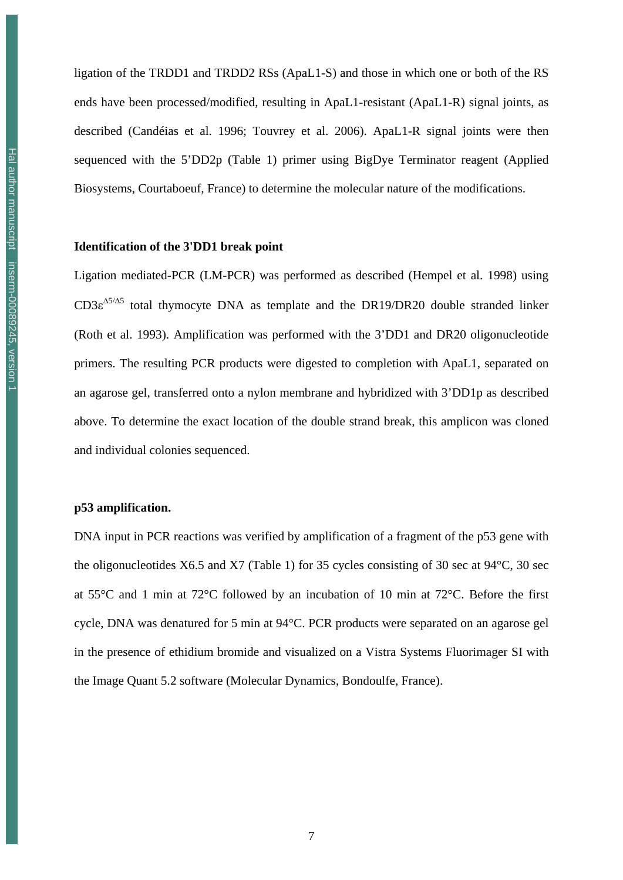ligation of the TRDD1 and TRDD2 RSs (ApaL1-S) and those in which one or both of the RS ends have been processed/modified, resulting in ApaL1-resistant (ApaL1-R) signal joints, as described (Candéias et al. 1996; Touvrey et al. 2006). ApaL1-R signal joints were then sequenced with the 5’DD2p (Table 1) primer using BigDye Terminator reagent (Applied Biosystems, Courtaboeuf, France) to determine the molecular nature of the modifications.

**Identification of the 3'DD1 break point**

Ligation mediated-PCR (LM-PCR) was performed as described (Hempel et al. 1998) using CD3ε$^{\Delta5/\Delta5}$ total thymocyte DNA as template and the DR19/DR20 double stranded linker (Roth et al. 1993). Amplification was performed with the 3’DD1 and DR20 oligonucleotide primers. The resulting PCR products were digested to completion with ApaL1, separated on an agarose gel, transferred onto a nylon membrane and hybridized with 3’DD1p as described above. To determine the exact location of the double strand break, this amplicon was cloned and individual colonies sequenced.

**p53 amplification.**

DNA input in PCR reactions was verified by amplification of a fragment of the p53 gene with the oligonucleotides X6.5 and X7 (Table 1) for 35 cycles consisting of 30 sec at 94°C, 30 sec at 55°C and 1 min at 72°C followed by an incubation of 10 min at 72°C. Before the first cycle, DNA was denatured for 5 min at 94°C. PCR products were separated on an agarose gel in the presence of ethidium bromide and visualized on a Vistra Systems Fluorimager SI with the Image Quant 5.2 software (Molecular Dynamics, Bondoulfe, France).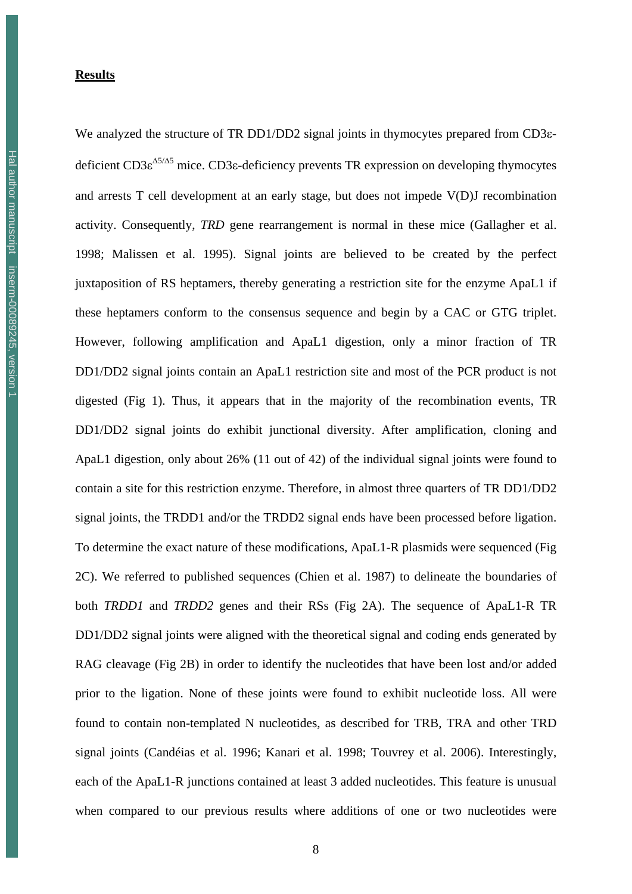**Results**

We analyzed the structure of TR DD1/DD2 signal joints in thymocytes prepared from CD3ε-deficient CD3ε$^{\Delta5/\Delta5}$ mice. CD3ε-deficiency prevents TR expression on developing thymocytes and arrests T cell development at an early stage, but does not impede V(D)J recombination activity. Consequently, *TRD* gene rearrangement is normal in these mice (Gallagher et al. 1998; Malissen et al. 1995). Signal joints are believed to be created by the perfect juxtaposition of RS heptamers, thereby generating a restriction site for the enzyme ApaL1 if these heptamers conform to the consensus sequence and begin by a CAC or GTG triplet. However, following amplification and ApaL1 digestion, only a minor fraction of TR DD1/DD2 signal joints contain an ApaL1 restriction site and most of the PCR product is not digested (Fig 1). Thus, it appears that in the majority of the recombination events, TR DD1/DD2 signal joints do exhibit junctional diversity. After amplification, cloning and ApaL1 digestion, only about 26% (11 out of 42) of the individual signal joints were found to contain a site for this restriction enzyme. Therefore, in almost three quarters of TR DD1/DD2 signal joints, the TRDD1 and/or the TRDD2 signal ends have been processed before ligation. To determine the exact nature of these modifications, ApaL1-R plasmids were sequenced (Fig 2C). We referred to published sequences (Chien et al. 1987) to delineate the boundaries of both *TRDD1* and *TRDD2* genes and their RSs (Fig 2A). The sequence of ApaL1-R TR DD1/DD2 signal joints were aligned with the theoretical signal and coding ends generated by RAG cleavage (Fig 2B) in order to identify the nucleotides that have been lost and/or added prior to the ligation. None of these joints were found to exhibit nucleotide loss. All were found to contain non-templated N nucleotides, as described for TRB, TRA and other TRD signal joints (Candéias et al. 1996; Kanari et al. 1998; Touvrey et al. 2006). Interestingly, each of the ApaL1-R junctions contained at least 3 added nucleotides. This feature is unusual when compared to our previous results where additions of one or two nucleotides were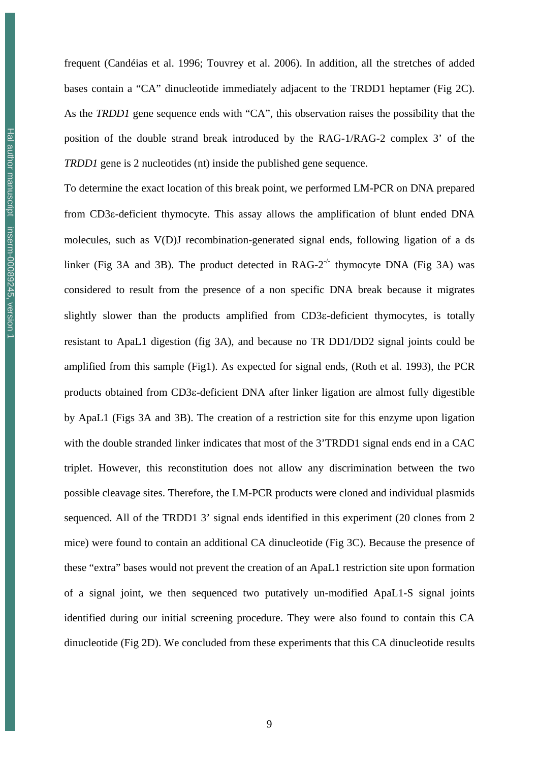frequent (Candéias et al. 1996; Touvrey et al. 2006). In addition, all the stretches of added bases contain a "CA" dinucleotide immediately adjacent to the TRDD1 heptamer (Fig 2C). As the *TRDD1* gene sequence ends with "CA", this observation raises the possibility that the position of the double strand break introduced by the RAG-1/RAG-2 complex 3' of the *TRDD1* gene is 2 nucleotides (nt) inside the published gene sequence.

To determine the exact location of this break point, we performed LM-PCR on DNA prepared from CD3ε-deficient thymocyte. This assay allows the amplification of blunt ended DNA molecules, such as V(D)J recombination-generated signal ends, following ligation of a ds linker (Fig 3A and 3B). The product detected in RAG-$2^{-/-}$ thymocyte DNA (Fig 3A) was considered to result from the presence of a non specific DNA break because it migrates slightly slower than the products amplified from CD3ε-deficient thymocytes, is totally resistant to ApaL1 digestion (fig 3A), and because no TR DD1/DD2 signal joints could be amplified from this sample (Fig1). As expected for signal ends, (Roth et al. 1993), the PCR products obtained from CD3ε-deficient DNA after linker ligation are almost fully digestible by ApaL1 (Figs 3A and 3B). The creation of a restriction site for this enzyme upon ligation with the double stranded linker indicates that most of the 3'TRDD1 signal ends end in a CAC triplet. However, this reconstitution does not allow any discrimination between the two possible cleavage sites. Therefore, the LM-PCR products were cloned and individual plasmids sequenced. All of the TRDD1 3' signal ends identified in this experiment (20 clones from 2 mice) were found to contain an additional CA dinucleotide (Fig 3C). Because the presence of these "extra" bases would not prevent the creation of an ApaL1 restriction site upon formation of a signal joint, we then sequenced two putatively un-modified ApaL1-S signal joints identified during our initial screening procedure. They were also found to contain this CA dinucleotide (Fig 2D). We concluded from these experiments that this CA dinucleotide results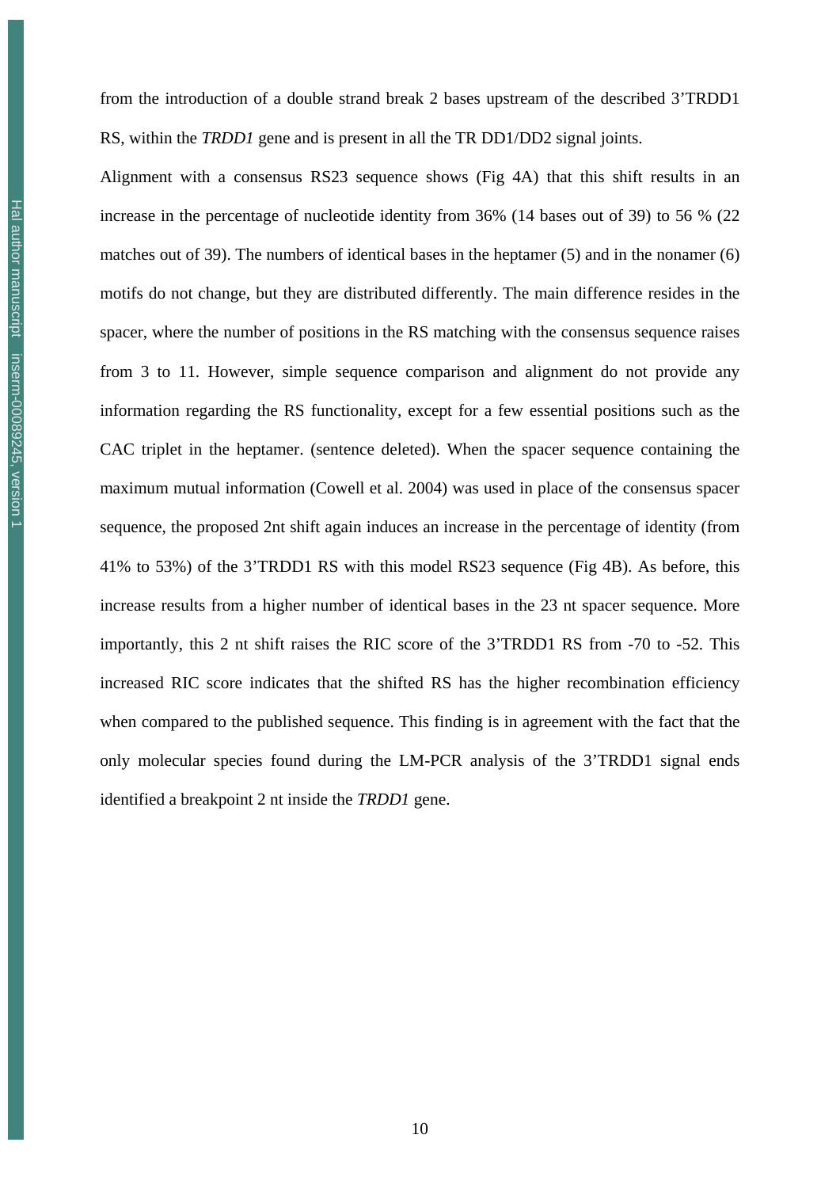from the introduction of a double strand break 2 bases upstream of the described 3'TRDD1 RS, within the *TRDD1* gene and is present in all the TR DD1/DD2 signal joints.

Alignment with a consensus RS23 sequence shows (Fig 4A) that this shift results in an increase in the percentage of nucleotide identity from 36% (14 bases out of 39) to 56 % (22 matches out of 39). The numbers of identical bases in the heptamer (5) and in the nonamer (6) motifs do not change, but they are distributed differently. The main difference resides in the spacer, where the number of positions in the RS matching with the consensus sequence raises from 3 to 11. However, simple sequence comparison and alignment do not provide any information regarding the RS functionality, except for a few essential positions such as the CAC triplet in the heptamer. (sentence deleted). When the spacer sequence containing the maximum mutual information (Cowell et al. 2004) was used in place of the consensus spacer sequence, the proposed 2nt shift again induces an increase in the percentage of identity (from 41% to 53%) of the 3'TRDD1 RS with this model RS23 sequence (Fig 4B). As before, this increase results from a higher number of identical bases in the 23 nt spacer sequence. More importantly, this 2 nt shift raises the RIC score of the 3'TRDD1 RS from -70 to -52. This increased RIC score indicates that the shifted RS has the higher recombination efficiency when compared to the published sequence. This finding is in agreement with the fact that the only molecular species found during the LM-PCR analysis of the 3'TRDD1 signal ends identified a breakpoint 2 nt inside the *TRDD1* gene.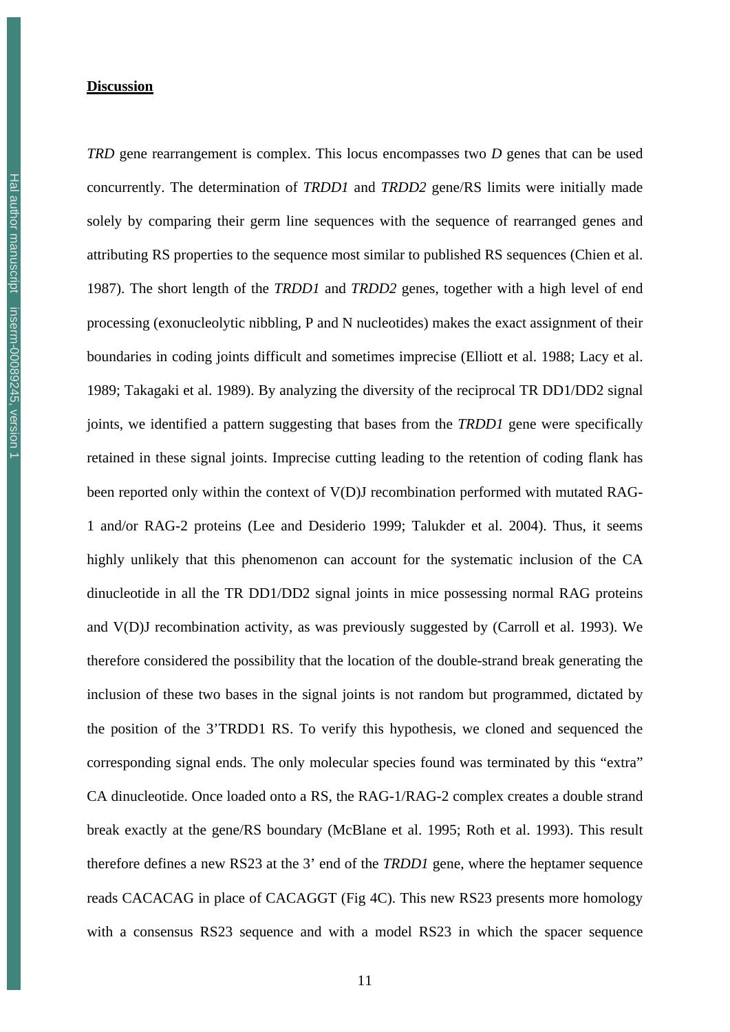## Discussion

*TRD* gene rearrangement is complex. This locus encompasses two *D* genes that can be used concurrently. The determination of *TRDD1* and *TRDD2* gene/RS limits were initially made solely by comparing their germ line sequences with the sequence of rearranged genes and attributing RS properties to the sequence most similar to published RS sequences (Chien et al. 1987). The short length of the *TRDD1* and *TRDD2* genes, together with a high level of end processing (exonucleolytic nibbling, P and N nucleotides) makes the exact assignment of their boundaries in coding joints difficult and sometimes imprecise (Elliott et al. 1988; Lacy et al. 1989; Takagaki et al. 1989). By analyzing the diversity of the reciprocal TR DD1/DD2 signal joints, we identified a pattern suggesting that bases from the *TRDD1* gene were specifically retained in these signal joints. Imprecise cutting leading to the retention of coding flank has been reported only within the context of V(D)J recombination performed with mutated RAG-1 and/or RAG-2 proteins (Lee and Desiderio 1999; Talukder et al. 2004). Thus, it seems highly unlikely that this phenomenon can account for the systematic inclusion of the CA dinucleotide in all the TR DD1/DD2 signal joints in mice possessing normal RAG proteins and V(D)J recombination activity, as was previously suggested by (Carroll et al. 1993). We therefore considered the possibility that the location of the double-strand break generating the inclusion of these two bases in the signal joints is not random but programmed, dictated by the position of the 3'TRDD1 RS. To verify this hypothesis, we cloned and sequenced the corresponding signal ends. The only molecular species found was terminated by this "extra" CA dinucleotide. Once loaded onto a RS, the RAG-1/RAG-2 complex creates a double strand break exactly at the gene/RS boundary (McBlane et al. 1995; Roth et al. 1993). This result therefore defines a new RS23 at the 3' end of the *TRDD1* gene, where the heptamer sequence reads CACACAG in place of CACAGGT (Fig 4C). This new RS23 presents more homology with a consensus RS23 sequence and with a model RS23 in which the spacer sequence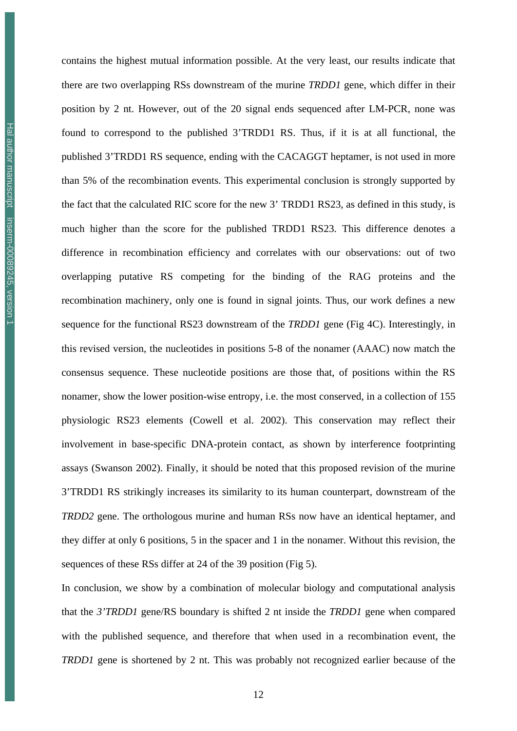contains the highest mutual information possible. At the very least, our results indicate that there are two overlapping RSs downstream of the murine *TRDD1* gene, which differ in their position by 2 nt. However, out of the 20 signal ends sequenced after LM-PCR, none was found to correspond to the published 3'TRDD1 RS. Thus, if it is at all functional, the published 3'TRDD1 RS sequence, ending with the CACAGGT heptamer, is not used in more than 5% of the recombination events. This experimental conclusion is strongly supported by the fact that the calculated RIC score for the new 3' TRDD1 RS23, as defined in this study, is much higher than the score for the published TRDD1 RS23. This difference denotes a difference in recombination efficiency and correlates with our observations: out of two overlapping putative RS competing for the binding of the RAG proteins and the recombination machinery, only one is found in signal joints. Thus, our work defines a new sequence for the functional RS23 downstream of the *TRDD1* gene (Fig 4C). Interestingly, in this revised version, the nucleotides in positions 5-8 of the nonamer (AAAC) now match the consensus sequence. These nucleotide positions are those that, of positions within the RS nonamer, show the lower position-wise entropy, i.e. the most conserved, in a collection of 155 physiologic RS23 elements (Cowell et al. 2002). This conservation may reflect their involvement in base-specific DNA-protein contact, as shown by interference footprinting assays (Swanson 2002). Finally, it should be noted that this proposed revision of the murine 3'TRDD1 RS strikingly increases its similarity to its human counterpart, downstream of the *TRDD2* gene. The orthologous murine and human RSs now have an identical heptamer, and they differ at only 6 positions, 5 in the spacer and 1 in the nonamer. Without this revision, the sequences of these RSs differ at 24 of the 39 position (Fig 5).

In conclusion, we show by a combination of molecular biology and computational analysis that the *3'TRDD1* gene/RS boundary is shifted 2 nt inside the *TRDD1* gene when compared with the published sequence, and therefore that when used in a recombination event, the *TRDD1* gene is shortened by 2 nt. This was probably not recognized earlier because of the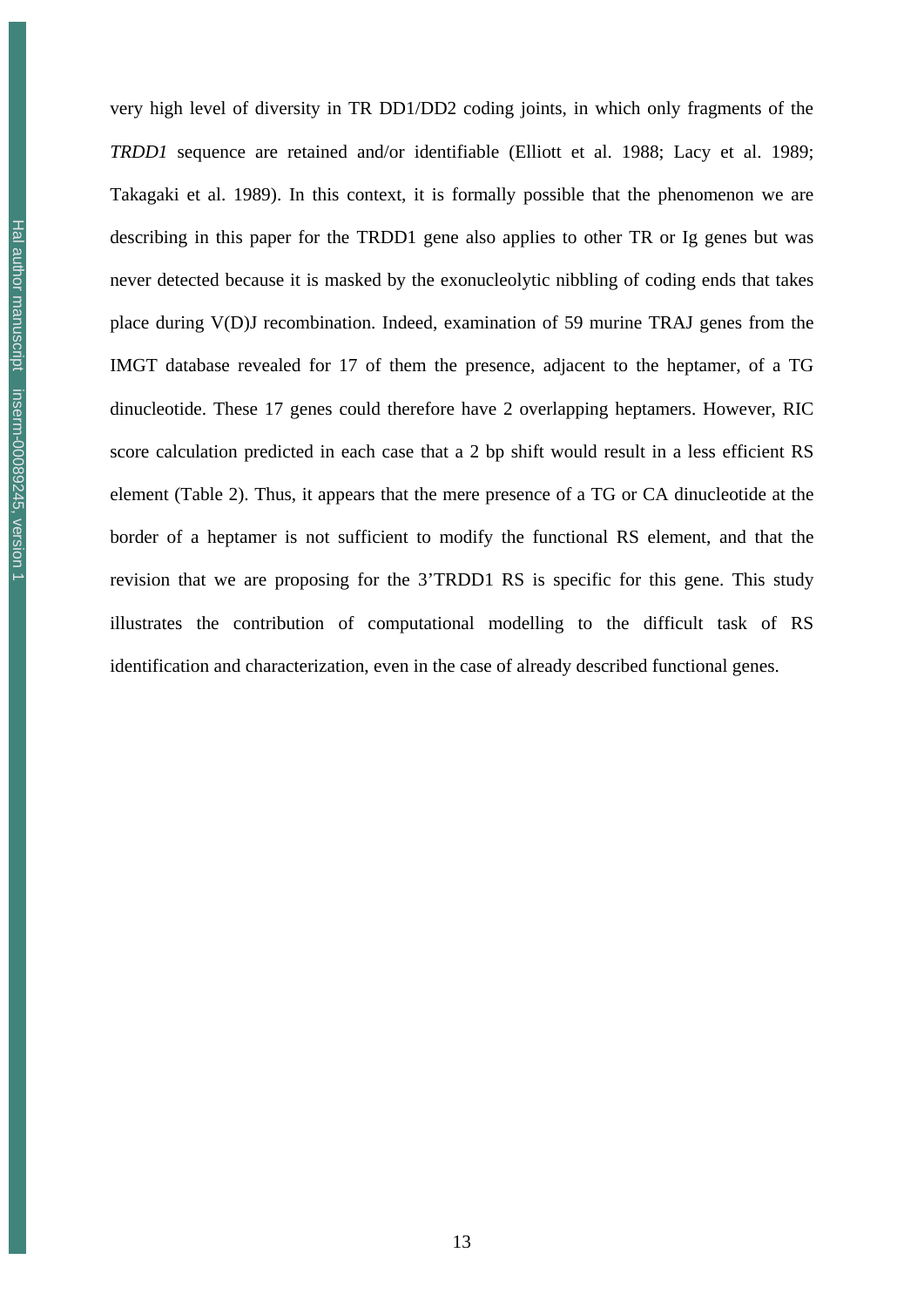very high level of diversity in TR DD1/DD2 coding joints, in which only fragments of the *TRDD1* sequence are retained and/or identifiable (Elliott et al. 1988; Lacy et al. 1989; Takagaki et al. 1989). In this context, it is formally possible that the phenomenon we are describing in this paper for the TRDD1 gene also applies to other TR or Ig genes but was never detected because it is masked by the exonucleolytic nibbling of coding ends that takes place during V(D)J recombination. Indeed, examination of 59 murine TRAJ genes from the IMGT database revealed for 17 of them the presence, adjacent to the heptamer, of a TG dinucleotide. These 17 genes could therefore have 2 overlapping heptamers. However, RIC score calculation predicted in each case that a 2 bp shift would result in a less efficient RS element (Table 2). Thus, it appears that the mere presence of a TG or CA dinucleotide at the border of a heptamer is not sufficient to modify the functional RS element, and that the revision that we are proposing for the 3'TRDD1 RS is specific for this gene. This study illustrates the contribution of computational modelling to the difficult task of RS identification and characterization, even in the case of already described functional genes.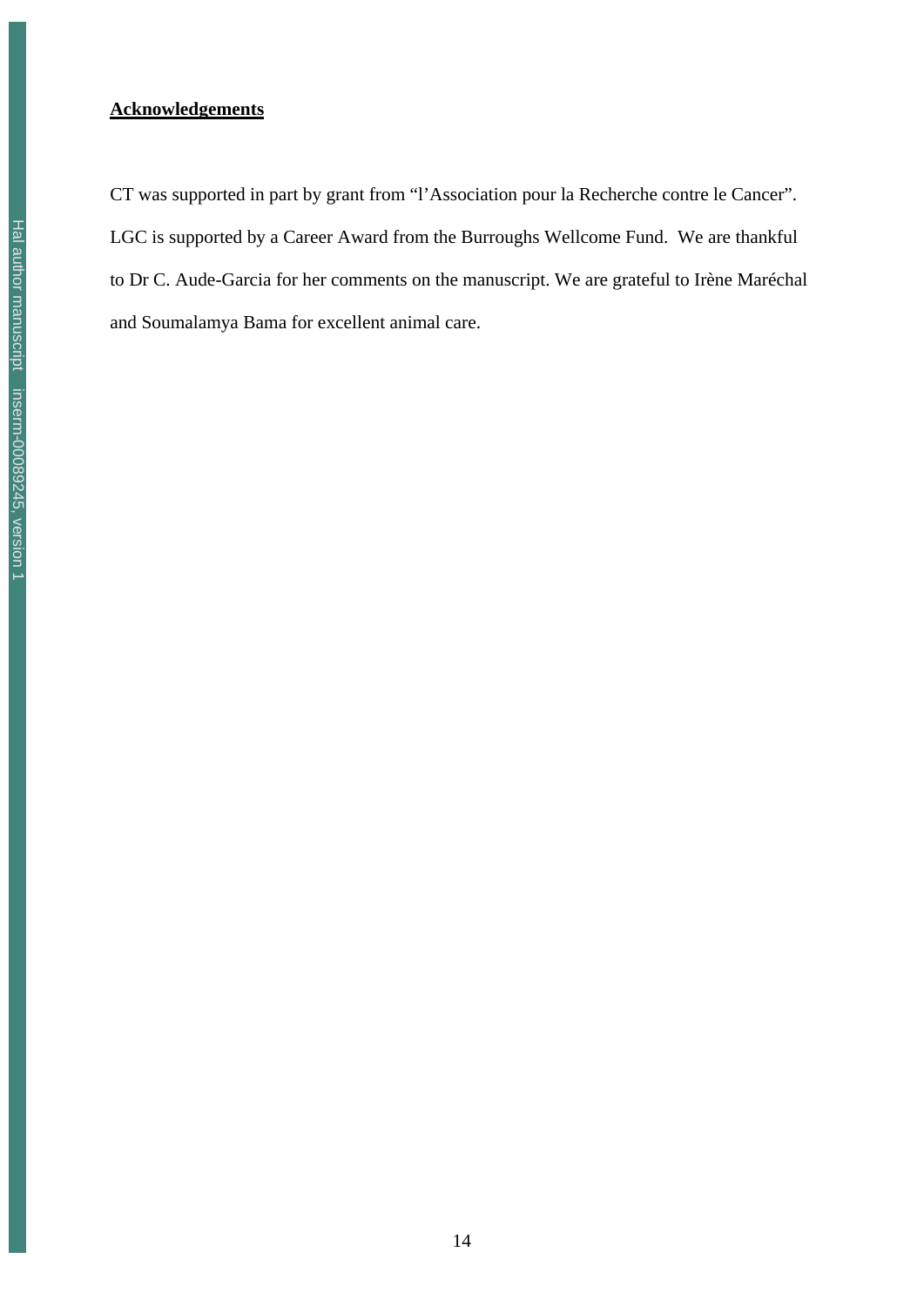## Acknowledgements

CT was supported in part by grant from "l'Association pour la Recherche contre le Cancer". LGC is supported by a Career Award from the Burroughs Wellcome Fund. We are thankful to Dr C. Aude-Garcia for her comments on the manuscript. We are grateful to Irène Maréchal and Soumalamya Bama for excellent animal care.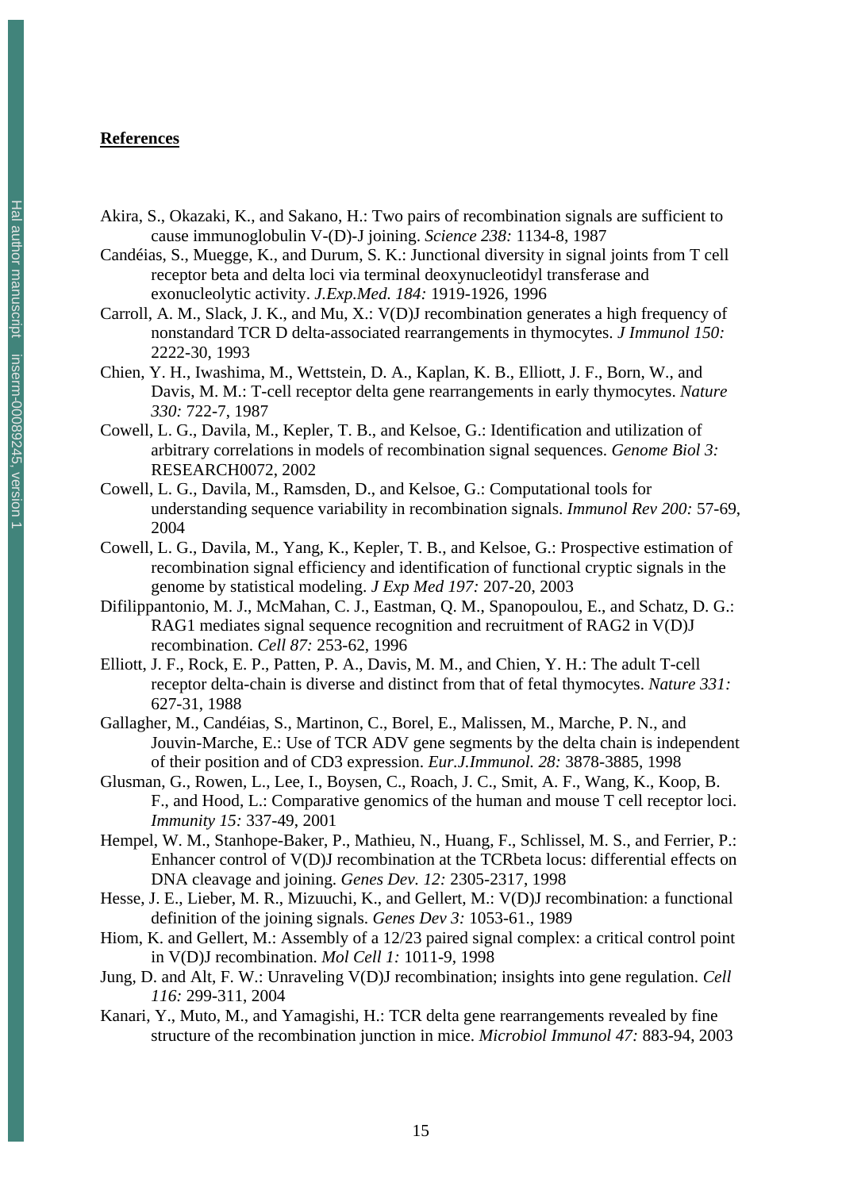**References**

Akira, S., Okazaki, K., and Sakano, H.: Two pairs of recombination signals are sufficient to cause immunoglobulin V-(D)-J joining. *Science 238:* 1134-8, 1987

Candéias, S., Muegge, K., and Durum, S. K.: Junctional diversity in signal joints from T cell receptor beta and delta loci via terminal deoxynucleotidyl transferase and exonucleolytic activity. *J.Exp.Med. 184:* 1919-1926, 1996

Carroll, A. M., Slack, J. K., and Mu, X.: V(D)J recombination generates a high frequency of nonstandard TCR D delta-associated rearrangements in thymocytes. *J Immunol 150:* 2222-30, 1993

Chien, Y. H., Iwashima, M., Wettstein, D. A., Kaplan, K. B., Elliott, J. F., Born, W., and Davis, M. M.: T-cell receptor delta gene rearrangements in early thymocytes. *Nature 330:* 722-7, 1987

Cowell, L. G., Davila, M., Kepler, T. B., and Kelsoe, G.: Identification and utilization of arbitrary correlations in models of recombination signal sequences. *Genome Biol 3:* RESEARCH0072, 2002

Cowell, L. G., Davila, M., Ramsden, D., and Kelsoe, G.: Computational tools for understanding sequence variability in recombination signals. *Immunol Rev 200:* 57-69, 2004

Cowell, L. G., Davila, M., Yang, K., Kepler, T. B., and Kelsoe, G.: Prospective estimation of recombination signal efficiency and identification of functional cryptic signals in the genome by statistical modeling. *J Exp Med 197:* 207-20, 2003

Difilippantonio, M. J., McMahan, C. J., Eastman, Q. M., Spanopoulou, E., and Schatz, D. G.: RAG1 mediates signal sequence recognition and recruitment of RAG2 in V(D)J recombination. *Cell 87:* 253-62, 1996

Elliott, J. F., Rock, E. P., Patten, P. A., Davis, M. M., and Chien, Y. H.: The adult T-cell receptor delta-chain is diverse and distinct from that of fetal thymocytes. *Nature 331:* 627-31, 1988

Gallagher, M., Candéias, S., Martinon, C., Borel, E., Malissen, M., Marche, P. N., and Jouvin-Marche, E.: Use of TCR ADV gene segments by the delta chain is independent of their position and of CD3 expression. *Eur.J.Immunol. 28:* 3878-3885, 1998

Glusman, G., Rowen, L., Lee, I., Boysen, C., Roach, J. C., Smit, A. F., Wang, K., Koop, B. F., and Hood, L.: Comparative genomics of the human and mouse T cell receptor loci. *Immunity 15:* 337-49, 2001

Hempel, W. M., Stanhope-Baker, P., Mathieu, N., Huang, F., Schlissel, M. S., and Ferrier, P.: Enhancer control of V(D)J recombination at the TCRbeta locus: differential effects on DNA cleavage and joining. *Genes Dev. 12:* 2305-2317, 1998

Hesse, J. E., Lieber, M. R., Mizuuchi, K., and Gellert, M.: V(D)J recombination: a functional definition of the joining signals. *Genes Dev 3:* 1053-61., 1989

Hiom, K. and Gellert, M.: Assembly of a 12/23 paired signal complex: a critical control point in V(D)J recombination. *Mol Cell 1:* 1011-9, 1998

Jung, D. and Alt, F. W.: Unraveling V(D)J recombination; insights into gene regulation. *Cell 116:* 299-311, 2004

Kanari, Y., Muto, M., and Yamagishi, H.: TCR delta gene rearrangements revealed by fine structure of the recombination junction in mice. *Microbiol Immunol 47:* 883-94, 2003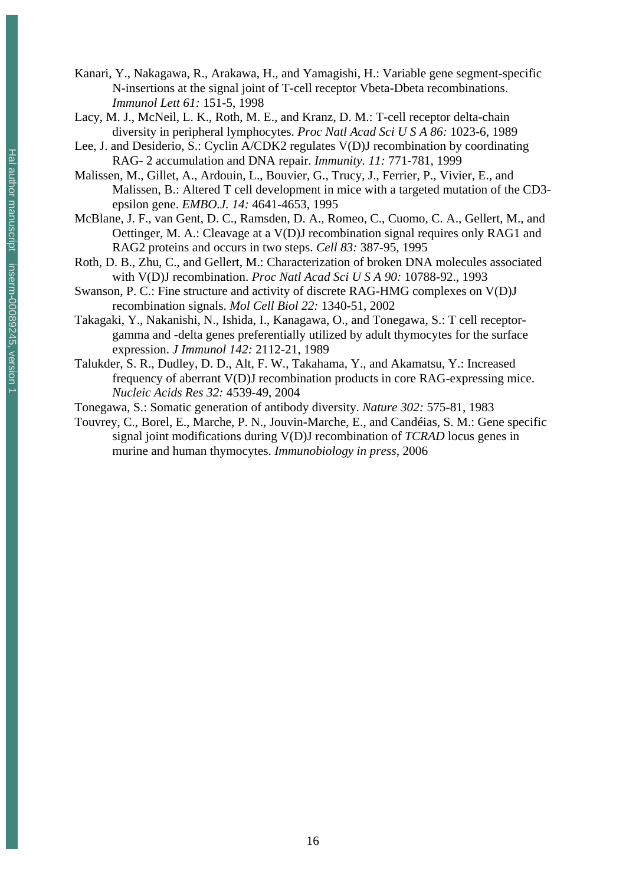Kanari, Y., Nakagawa, R., Arakawa, H., and Yamagishi, H.: Variable gene segment-specific N-insertions at the signal joint of T-cell receptor Vbeta-Dbeta recombinations. *Immunol Lett 61:* 151-5, 1998

Lacy, M. J., McNeil, L. K., Roth, M. E., and Kranz, D. M.: T-cell receptor delta-chain diversity in peripheral lymphocytes. *Proc Natl Acad Sci U S A 86:* 1023-6, 1989

Lee, J. and Desiderio, S.: Cyclin A/CDK2 regulates V(D)J recombination by coordinating RAG- 2 accumulation and DNA repair. *Immunity. 11:* 771-781, 1999

Malissen, M., Gillet, A., Ardouin, L., Bouvier, G., Trucy, J., Ferrier, P., Vivier, E., and Malissen, B.: Altered T cell development in mice with a targeted mutation of the CD3-epsilon gene. *EMBO.J. 14:* 4641-4653, 1995

McBlane, J. F., van Gent, D. C., Ramsden, D. A., Romeo, C., Cuomo, C. A., Gellert, M., and Oettinger, M. A.: Cleavage at a V(D)J recombination signal requires only RAG1 and RAG2 proteins and occurs in two steps. *Cell 83:* 387-95, 1995

Roth, D. B., Zhu, C., and Gellert, M.: Characterization of broken DNA molecules associated with V(D)J recombination. *Proc Natl Acad Sci U S A 90:* 10788-92., 1993

Swanson, P. C.: Fine structure and activity of discrete RAG-HMG complexes on V(D)J recombination signals. *Mol Cell Biol 22:* 1340-51, 2002

Takagaki, Y., Nakanishi, N., Ishida, I., Kanagawa, O., and Tonegawa, S.: T cell receptor-gamma and -delta genes preferentially utilized by adult thymocytes for the surface expression. *J Immunol 142:* 2112-21, 1989

Talukder, S. R., Dudley, D. D., Alt, F. W., Takahama, Y., and Akamatsu, Y.: Increased frequency of aberrant V(D)J recombination products in core RAG-expressing mice. *Nucleic Acids Res 32:* 4539-49, 2004

Tonegawa, S.: Somatic generation of antibody diversity. *Nature 302:* 575-81, 1983

Touvrey, C., Borel, E., Marche, P. N., Jouvin-Marche, E., and Candéias, S. M.: Gene specific signal joint modifications during V(D)J recombination of *TCRAD* locus genes in murine and human thymocytes. *Immunobiology in press*, 2006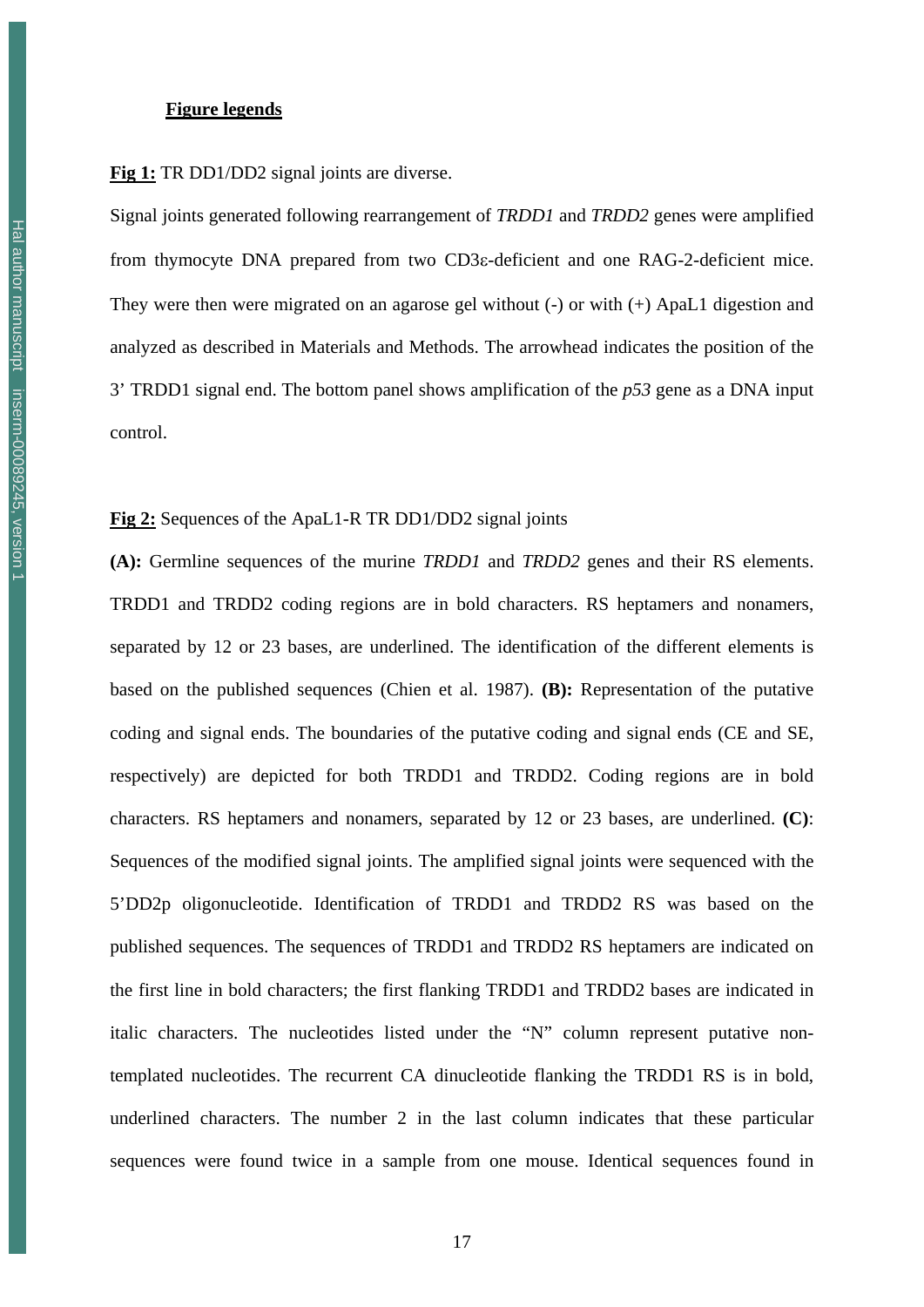## Figure legends

**Fig 1:** TR DD1/DD2 signal joints are diverse.

Signal joints generated following rearrangement of *TRDD1* and *TRDD2* genes were amplified from thymocyte DNA prepared from two CD3ε-deficient and one RAG-2-deficient mice. They were then were migrated on an agarose gel without (-) or with (+) ApaL1 digestion and analyzed as described in Materials and Methods. The arrowhead indicates the position of the 3' TRDD1 signal end. The bottom panel shows amplification of the *p53* gene as a DNA input control.

**Fig 2:** Sequences of the ApaL1-R TR DD1/DD2 signal joints

**(A):** Germline sequences of the murine *TRDD1* and *TRDD2* genes and their RS elements. TRDD1 and TRDD2 coding regions are in bold characters. RS heptamers and nonamers, separated by 12 or 23 bases, are underlined. The identification of the different elements is based on the published sequences (Chien et al. 1987). **(B):** Representation of the putative coding and signal ends. The boundaries of the putative coding and signal ends (CE and SE, respectively) are depicted for both TRDD1 and TRDD2. Coding regions are in bold characters. RS heptamers and nonamers, separated by 12 or 23 bases, are underlined. **(C)**: Sequences of the modified signal joints. The amplified signal joints were sequenced with the 5'DD2p oligonucleotide. Identification of TRDD1 and TRDD2 RS was based on the published sequences. The sequences of TRDD1 and TRDD2 RS heptamers are indicated on the first line in bold characters; the first flanking TRDD1 and TRDD2 bases are indicated in italic characters. The nucleotides listed under the "N" column represent putative non-templated nucleotides. The recurrent CA dinucleotide flanking the TRDD1 RS is in bold, underlined characters. The number 2 in the last column indicates that these particular sequences were found twice in a sample from one mouse. Identical sequences found in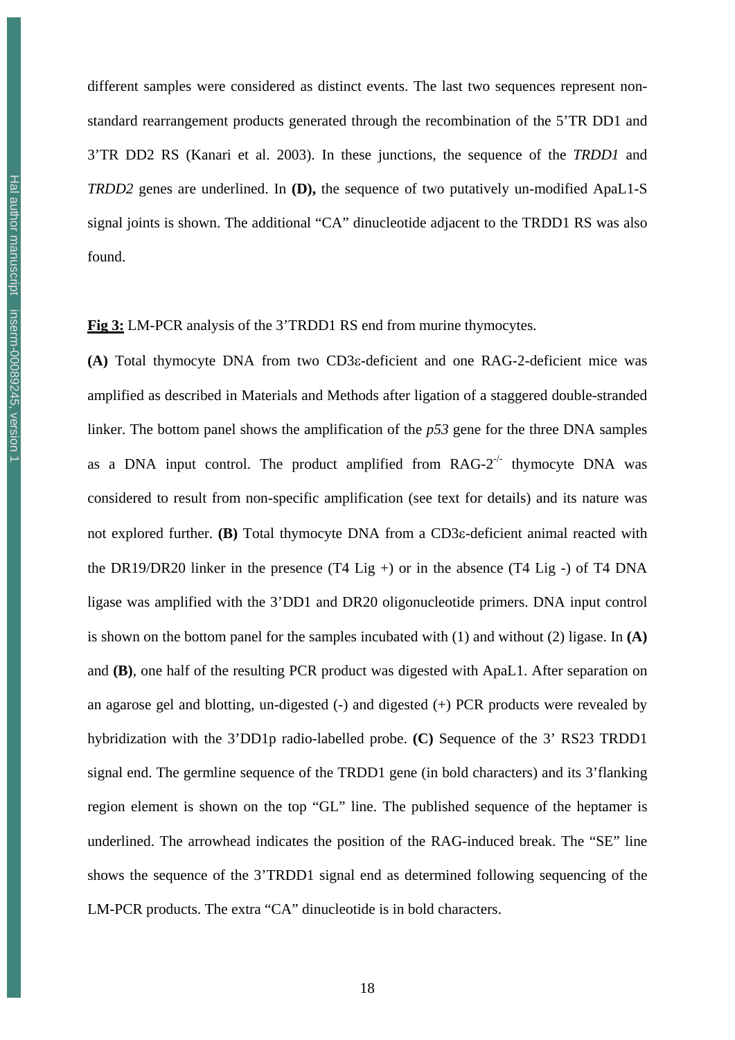different samples were considered as distinct events. The last two sequences represent non-standard rearrangement products generated through the recombination of the 5'TR DD1 and 3'TR DD2 RS (Kanari et al. 2003). In these junctions, the sequence of the *TRDD1* and *TRDD2* genes are underlined. In **(D),** the sequence of two putatively un-modified ApaL1-S signal joints is shown. The additional "CA" dinucleotide adjacent to the TRDD1 RS was also found.

**Fig 3:** LM-PCR analysis of the 3'TRDD1 RS end from murine thymocytes.

**(A)** Total thymocyte DNA from two CD3ε-deficient and one RAG-2-deficient mice was amplified as described in Materials and Methods after ligation of a staggered double-stranded linker. The bottom panel shows the amplification of the *p53* gene for the three DNA samples as a DNA input control. The product amplified from RAG-$2^{-/-}$ thymocyte DNA was considered to result from non-specific amplification (see text for details) and its nature was not explored further. **(B)** Total thymocyte DNA from a CD3ε-deficient animal reacted with the DR19/DR20 linker in the presence (T4 Lig +) or in the absence (T4 Lig -) of T4 DNA ligase was amplified with the 3'DD1 and DR20 oligonucleotide primers. DNA input control is shown on the bottom panel for the samples incubated with (1) and without (2) ligase. In **(A)** and **(B)**, one half of the resulting PCR product was digested with ApaL1. After separation on an agarose gel and blotting, un-digested (-) and digested (+) PCR products were revealed by hybridization with the 3'DD1p radio-labelled probe. **(C)** Sequence of the 3' RS23 TRDD1 signal end. The germline sequence of the TRDD1 gene (in bold characters) and its 3'flanking region element is shown on the top "GL" line. The published sequence of the heptamer is underlined. The arrowhead indicates the position of the RAG-induced break. The "SE" line shows the sequence of the 3'TRDD1 signal end as determined following sequencing of the LM-PCR products. The extra "CA" dinucleotide is in bold characters.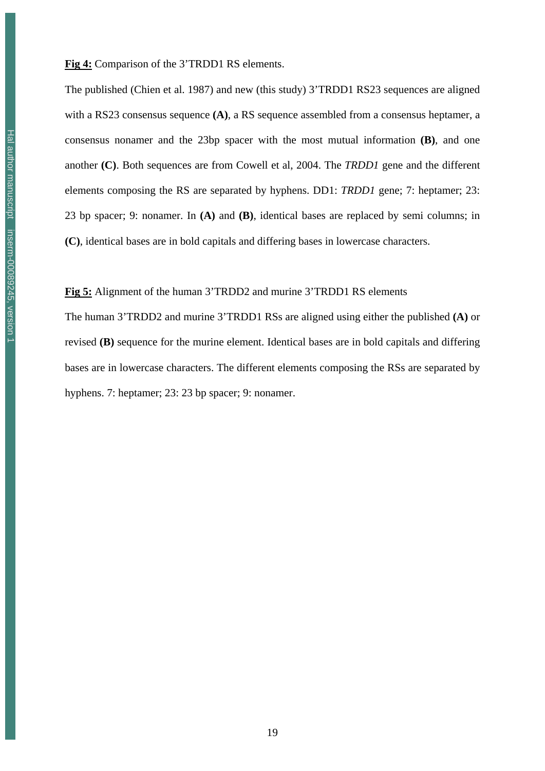**<u>Fig 4:</u>** Comparison of the 3'TRDD1 RS elements.

The published (Chien et al. 1987) and new (this study) 3'TRDD1 RS23 sequences are aligned with a RS23 consensus sequence **(A)**, a RS sequence assembled from a consensus heptamer, a consensus nonamer and the 23bp spacer with the most mutual information **(B)**, and one another **(C)**. Both sequences are from Cowell et al, 2004. The *TRDD1* gene and the different elements composing the RS are separated by hyphens. DD1: *TRDD1* gene; 7: heptamer; 23: 23 bp spacer; 9: nonamer. In **(A)** and **(B)**, identical bases are replaced by semi columns; in **(C)**, identical bases are in bold capitals and differing bases in lowercase characters.

**<u>Fig 5:</u>** Alignment of the human 3'TRDD2 and murine 3'TRDD1 RS elements

The human 3'TRDD2 and murine 3'TRDD1 RSs are aligned using either the published **(A)** or revised **(B)** sequence for the murine element. Identical bases are in bold capitals and differing bases are in lowercase characters. The different elements composing the RSs are separated by hyphens. 7: heptamer; 23: 23 bp spacer; 9: nonamer.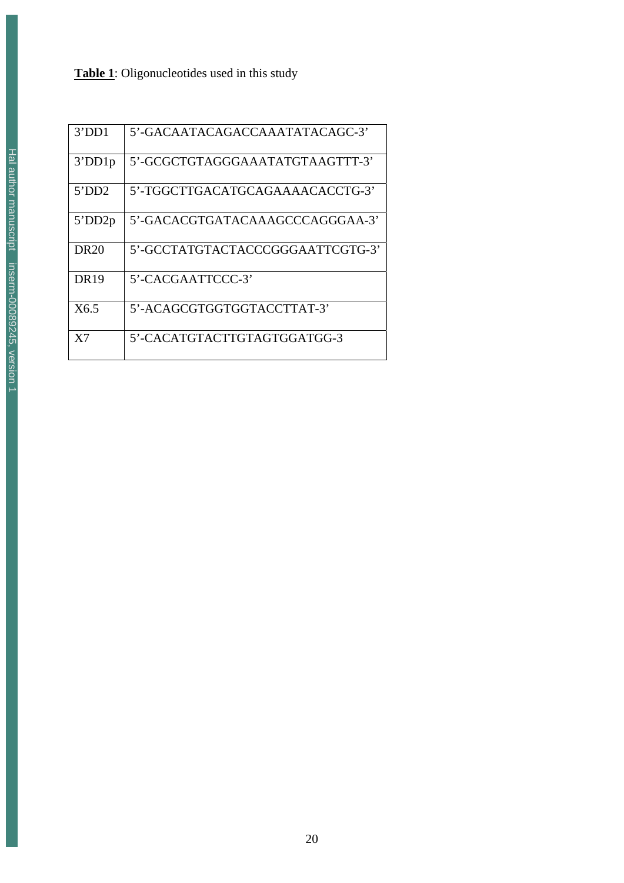**Table 1**: Oligonucleotides used in this study

| | |
|---|---|
| 3'DD1 | 5'-GACAATACAGACCAAATATACAGC-3' |
| 3'DD1p | 5'-GCGCTGTAGGGAAATATGTAAGTTT-3' |
| 5'DD2 | 5'-TGGCTTGACATGCAGAAAACACCTG-3' |
| 5'DD2p | 5'-GACACGTGATACAAAGCCCAGGGAA-3' |
| DR20 | 5'-GCCTATGTACTACCCGGGAATTCGTG-3' |
| DR19 | 5'-CACGAATTCCC-3' |
| X6.5 | 5'-ACAGCGTGGTGGTACCTTAT-3' |
| X7 | 5'-CACATGTACTTGTAGTGGATGG-3 |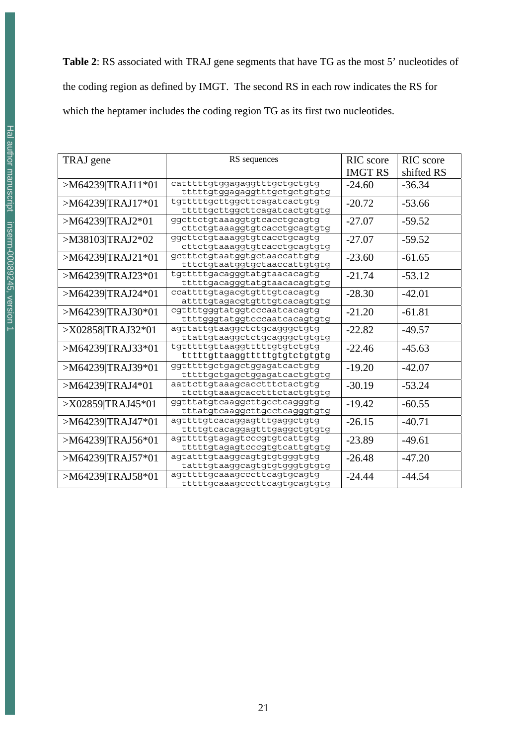**Table 2**: RS associated with TRAJ gene segments that have TG as the most 5' nucleotides of the coding region as defined by IMGT. The second RS in each row indicates the RS for which the heptamer includes the coding region TG as its first two nucleotides.

| TRAJ gene | RS sequences | RIC score IMGT RS | RIC score shifted RS |
|---|---|---|---|
| >M64239\|TRAJ11*01 | catttttgtggagaggtttgctgctgtg<br>tttttgtggagaggtttgctgctgtgtg | -24.60 | -36.34 |
| >M64239\|TRAJ17*01 | tgtttttgcttggcttcagatcactgtg<br>tttttgcttggcttcagatcactgtgtg | -20.72 | -53.66 |
| >M64239\|TRAJ2*01 | ggcttctgtaaaggtgtcacctgcagtg<br>cttctgtaaaggtgtcacctgcagtgtg | -27.07 | -59.52 |
| >M38103\|TRAJ2*02 | ggcttctgtaaaggtgtcacctgcagtg<br>cttctgtaaaggtgtcacctgcagtgtg | -27.07 | -59.52 |
| >M64239\|TRAJ21*01 | gctttctgtaatggtgctaaccattgtg<br>tttctgtaatggtgctaaccattgtgtg | -23.60 | -61.65 |
| >M64239\|TRAJ23*01 | tgtttttgacagggtatgtaacacagtg<br>tttttgacagggtatgtaacacagtgtg | -21.74 | -53.12 |
| >M64239\|TRAJ24*01 | ccattttgtagacgtgtttgtcacagtg<br>attttgtagacgtgtttgtcacagtgtg | -28.30 | -42.01 |
| >M64239\|TRAJ30*01 | cgttttgggtatggtcccaatcacagtg<br>ttttgggtatggtcccaatcacagtgtg | -21.20 | -61.81 |
| >X02858\|TRAJ32*01 | agttattgtaaggctctgcagggctgtg<br>ttattgtaaggctctgcagggctgtgtg | -22.82 | -49.57 |
| >M64239\|TRAJ33*01 | tgtttttgttaaggtttttgtgtctgtg<br>tttttgttaaggtttttgtgtctgtgtg | -22.46 | -45.63 |
| >M64239\|TRAJ39*01 | ggtttttgctgagctggagatcactgtg<br>tttttgctgagctggagatcactgtgtg | -19.20 | -42.07 |
| >M64239\|TRAJ4*01 | aattcttgtaaagcacctttctactgtg<br>ttcttgtaaagcacctttctactgtgtg | -30.19 | -53.24 |
| >X02859\|TRAJ45*01 | ggtttatgtcaaggcttgcctcagggtg<br>tttatgtcaaggcttgcctcagggtgtg | -19.42 | -60.55 |
| >M64239\|TRAJ47*01 | agttttgtcacaggagtttgaggctgtg<br>ttttgtcacaggagtttgaggctgtgtg | -26.15 | -40.71 |
| >M64239\|TRAJ56*01 | agtttttgtagagtcccgtgtcattgtg<br>tttttgtagagtcccgtgtcattgtgtg | -23.89 | -49.61 |
| >M64239\|TRAJ57*01 | agtatttgtaaggcagtgtgtgggtgtg<br>tatttgtaaggcagtgtgtgggtgtgtg | -26.48 | -47.20 |
| >M64239\|TRAJ58*01 | agtttttgcaaagcccttcagtgcagtg<br>tttttgcaaagcccttcagtgcagtgtg | -24.44 | -44.54 |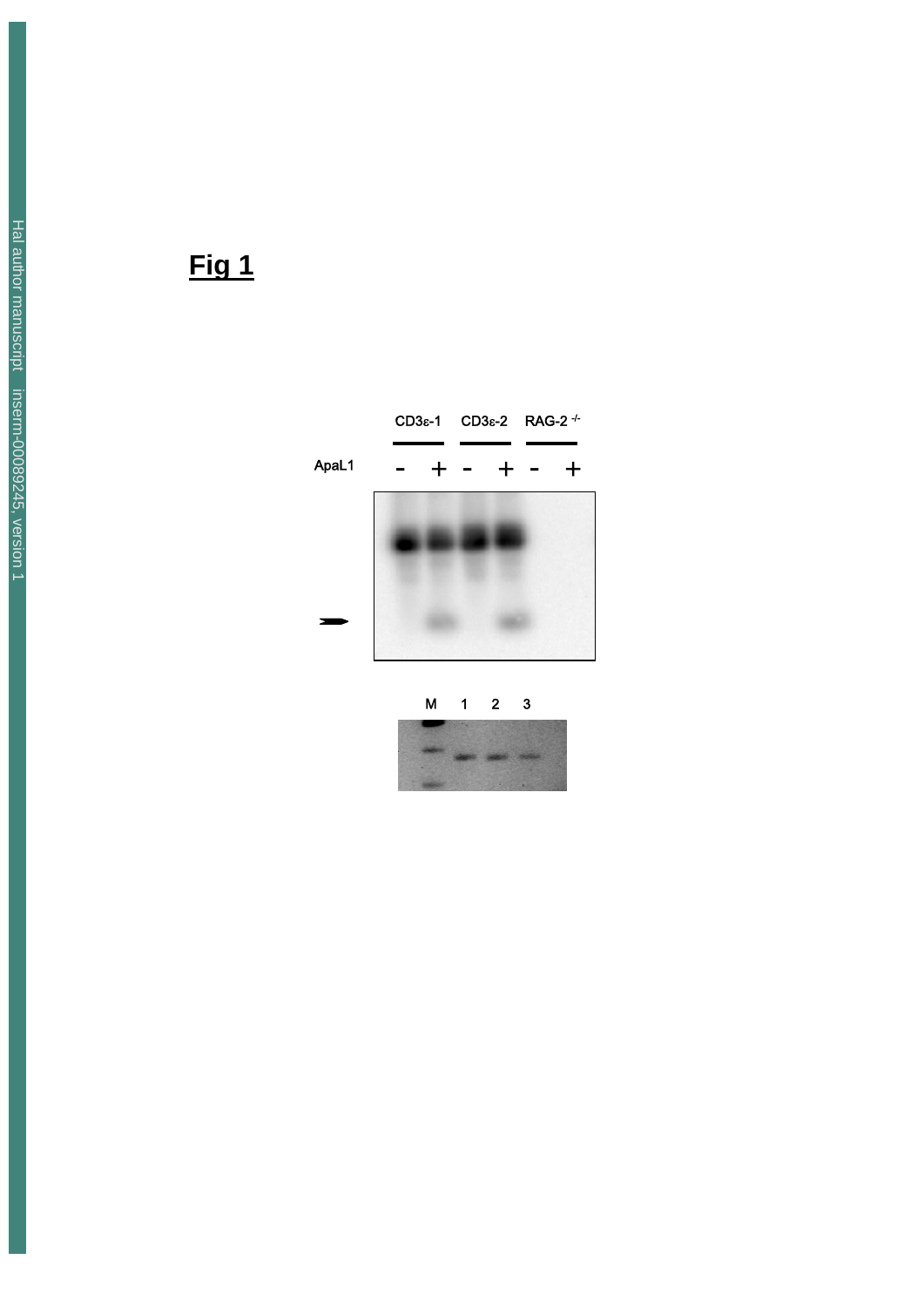**Fig 1**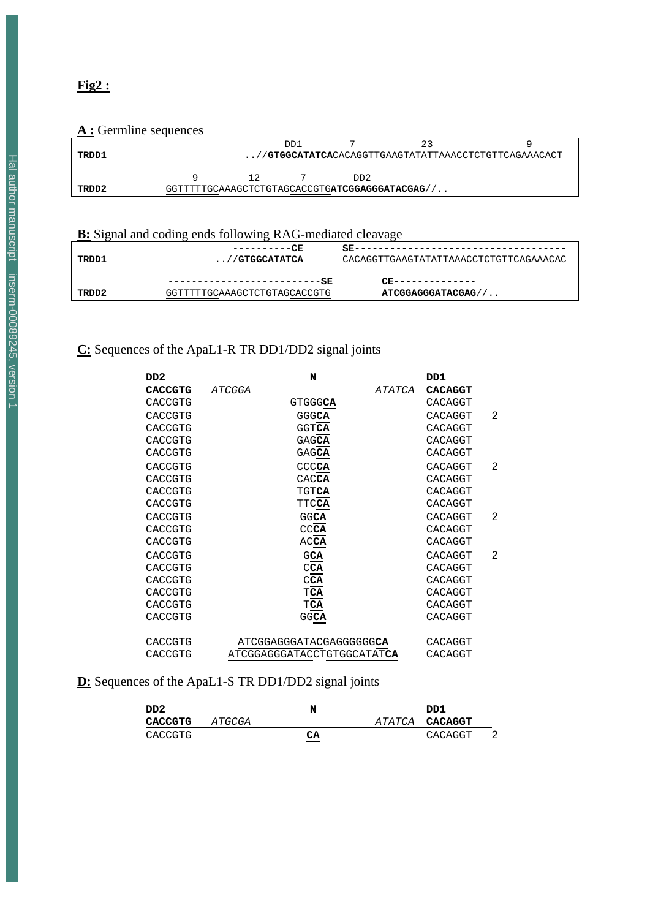**Fig2 :**

**A :** Germline sequences

```
                              DD1          7            23                 9
TRDD1                   ..//GTGGCATATCACACAGGTTGAAGTATATTAAACCTCTGTTCAGAAACACT

                   9          12        7          DD2
TRDD2         GGTTTTTGCAAAGCTCTGTAGCACCGTGATCGGAGGGATACGAG//..
```

**B:** Signal and coding ends following RAG-mediated cleavage

```
                          ----------CE      SE------------------------------------
TRDD1                   ..//GTGGCATATCA     CACAGGTTGAAGTATATTAAACCTCTGTTCAGAAACAC

              --------------------------SE        CE--------------
TRDD2         GGTTTTTGCAAAGCTCTGTAGCACCGTG        ATCGGAGGGATACGAG//..
```

**C:** Sequences of the ApaL1-R TR DD1/DD2 signal joints

| DD2 | | N | | DD1 | |
|---|---|---|---|---|---|
| **CACCGTG** | *ATCGGA* | | *ATATCA* | **CACAGGT** | |
| CACCGTG | | GTGGG**CA** | | CACAGGT | |
| CACCGTG | | GGG**CA** | | CACAGGT | 2 |
| CACCGTG | | GGT**CA** | | CACAGGT | |
| CACCGTG | | GAG**CA** | | CACAGGT | |
| CACCGTG | | GAG**CA** | | CACAGGT | |
| CACCGTG | | CCC**CA** | | CACAGGT | 2 |
| CACCGTG | | CAC**CA** | | CACAGGT | |
| CACCGTG | | TGT**CA** | | CACAGGT | |
| CACCGTG | | TTC**CA** | | CACAGGT | |
| CACCGTG | | GG**CA** | | CACAGGT | 2 |
| CACCGTG | | CC**CA** | | CACAGGT | |
| CACCGTG | | AC**CA** | | CACAGGT | |
| CACCGTG | | G**CA** | | CACAGGT | 2 |
| CACCGTG | | C**CA** | | CACAGGT | |
| CACCGTG | | C**CA** | | CACAGGT | |
| CACCGTG | | T**CA** | | CACAGGT | |
| CACCGTG | | T**CA** | | CACAGGT | |
| CACCGTG | | GG**CA** | | CACAGGT | |
| CACCGTG | | ATCGGAGGGATACGAGGGGGGG**CA** | | CACAGGT | |
| CACCGTG | | ATCGGAGGGATACCTGTGGCATAT**CA** | | CACAGGT | |

**D:** Sequences of the ApaL1-S TR DD1/DD2 signal joints

| DD2 | | N | | DD1 | |
|---|---|---|---|---|---|
| **CACCGTG** | *ATGCGA* | | *ATATCA* | **CACAGGT** | |
| CACCGTG | | **CA** | | CACAGGT | 2 |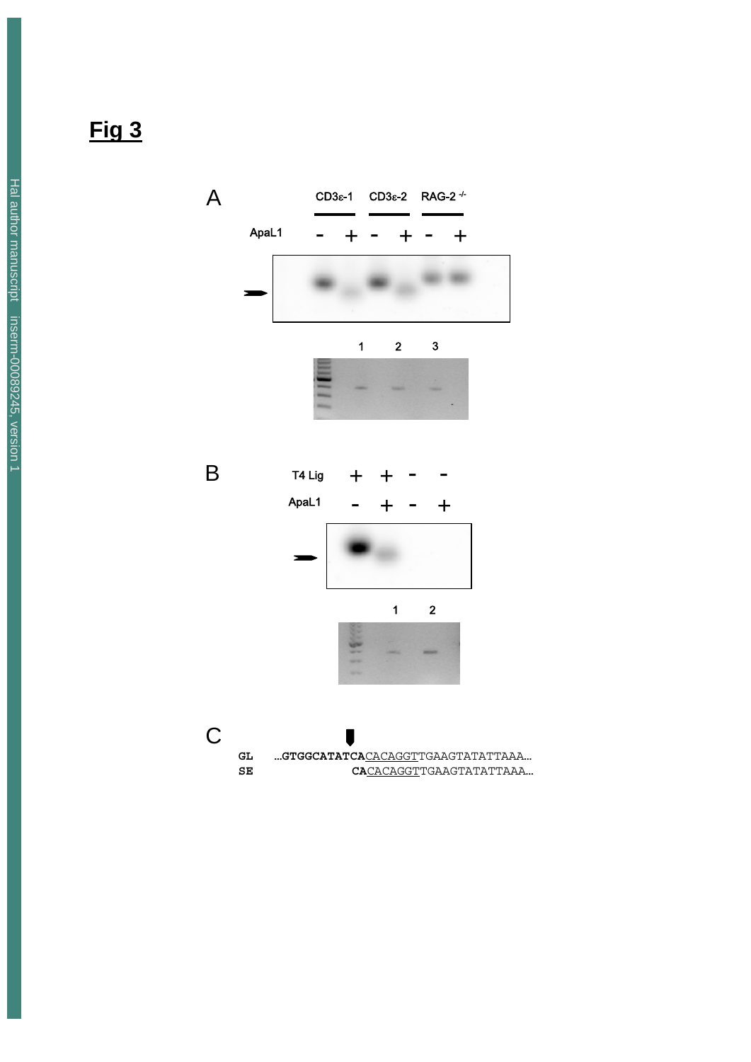## Fig 3

A

| | CD3ε-1 | | CD3ε-2 | | RAG-2 $^{-/-}$ | |
|---|---|---|---|---|---|---|
| ApaL1 | - | + | - | + | - | + |

1 2 3

B

| T4 Lig | + | + | - | - |
|---|---|---|---|---|
| ApaL1 | - | + | - | + |

1 2

C

```
GL   ...GTGGCATATCACACAGGTTGAAGTATATTAAA...
SE              CACACAGGTTGAAGTATATTAAA...
```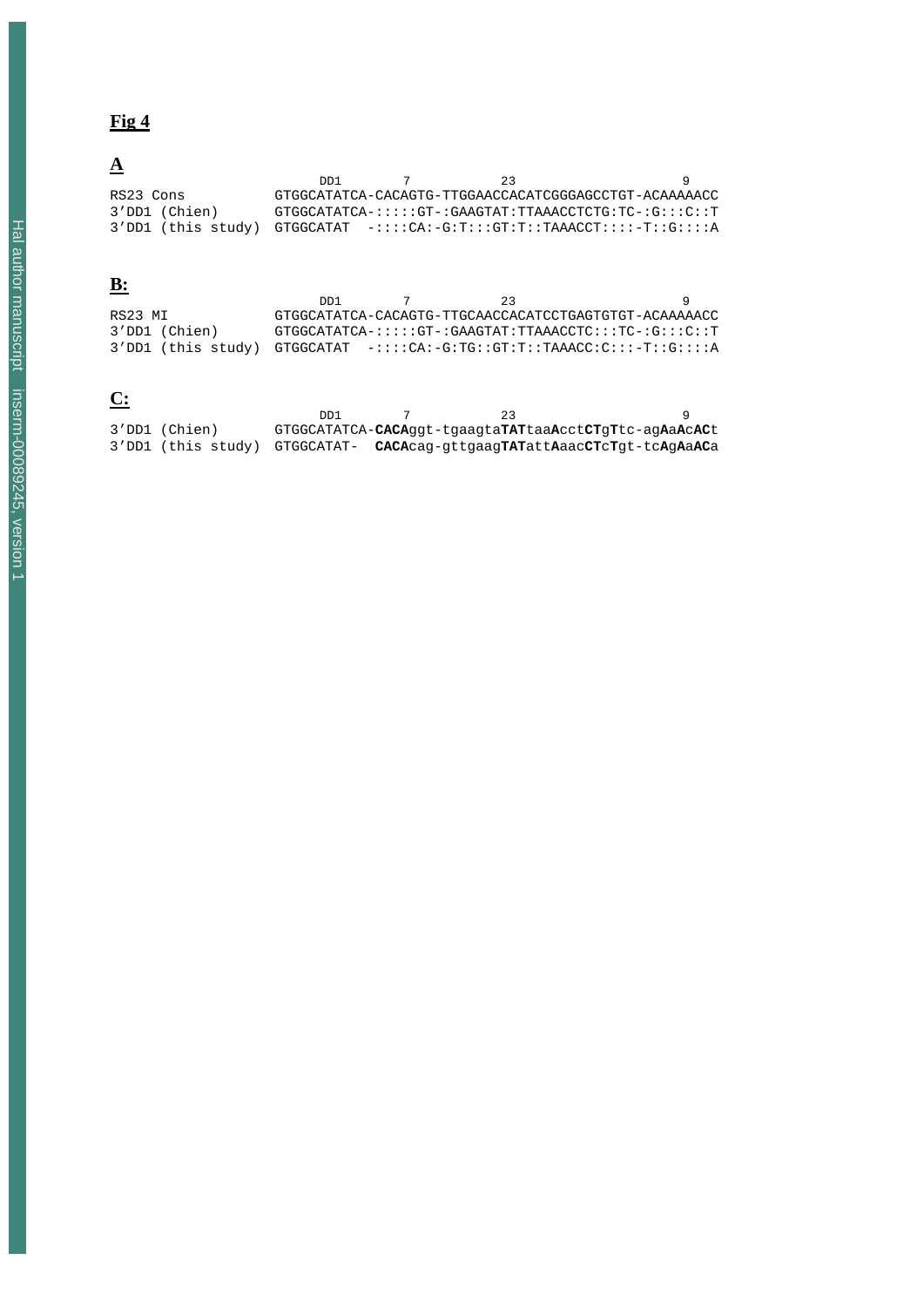**Fig 4**

**A**

```
                    DD1       7          23                9
RS23 Cons          GTGGCATATCA-CACAGTG-TTGGAACCACATCGGGAGCCTGT-ACAAAAACC
3'DD1 (Chien)      GTGGCATATCA-:::::GT-:GAAGTAT:TTAAACCTCTG:TC-:G:::C::T
3'DD1 (this study) GTGGCATAT  -::::CA:-G:T:::GT:T::TAAACCT::::-T::G::::A
```

**B:**

```
                    DD1       7          23                9
RS23 MI            GTGGCATATCA-CACAGTG-TTGCAACCACATCCTGAGTGTGT-ACAAAAACC
3'DD1 (Chien)      GTGGCATATCA-:::::GT-:GAAGTAT:TTAAACCTC:::TC-:G:::C::T
3'DD1 (this study) GTGGCATAT  -::::CA:-G:TG::GT:T::TAAACC:C:::-T::G::::A
```

**C:**

```
                    DD1       7          23                9
3'DD1 (Chien)      GTGGCATATCA-CACAggt-tgaagtaTATtaaAcctCTgTtc-agAaAcACt
3'DD1 (this study) GTGGCATAT-  CACAcag-gttgaagTATattAaacCTcTgt-tcAgAaACa
```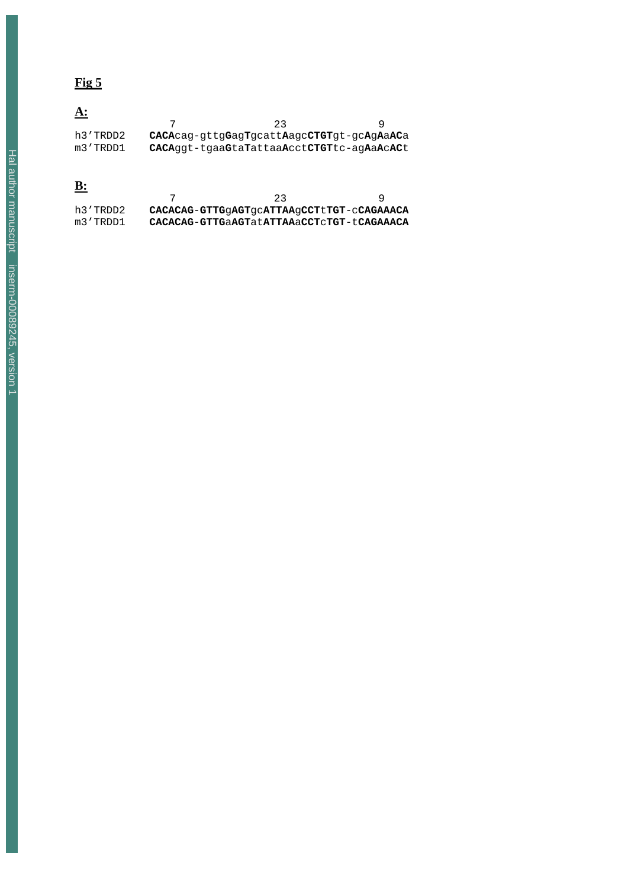**Fig 5**

**A:**

```
              7                 23                9
h3'TRDD2   CACAcag-gttgGagTgcattAagcCTGTgt-gcAgAaACa
m3'TRDD1   CACAggt-tgaaGtaTattaaAcctCTGTtc-agAaAcACt
```

**B:**

```
              7                 23                9
h3'TRDD2   CACACAG-GTTGgAGTgcATTAAgCCTtTGT-cCAGAAACA
m3'TRDD1   CACACAG-GTTGaAGTatATTAAaCCTcTGT-tCAGAAACA
```